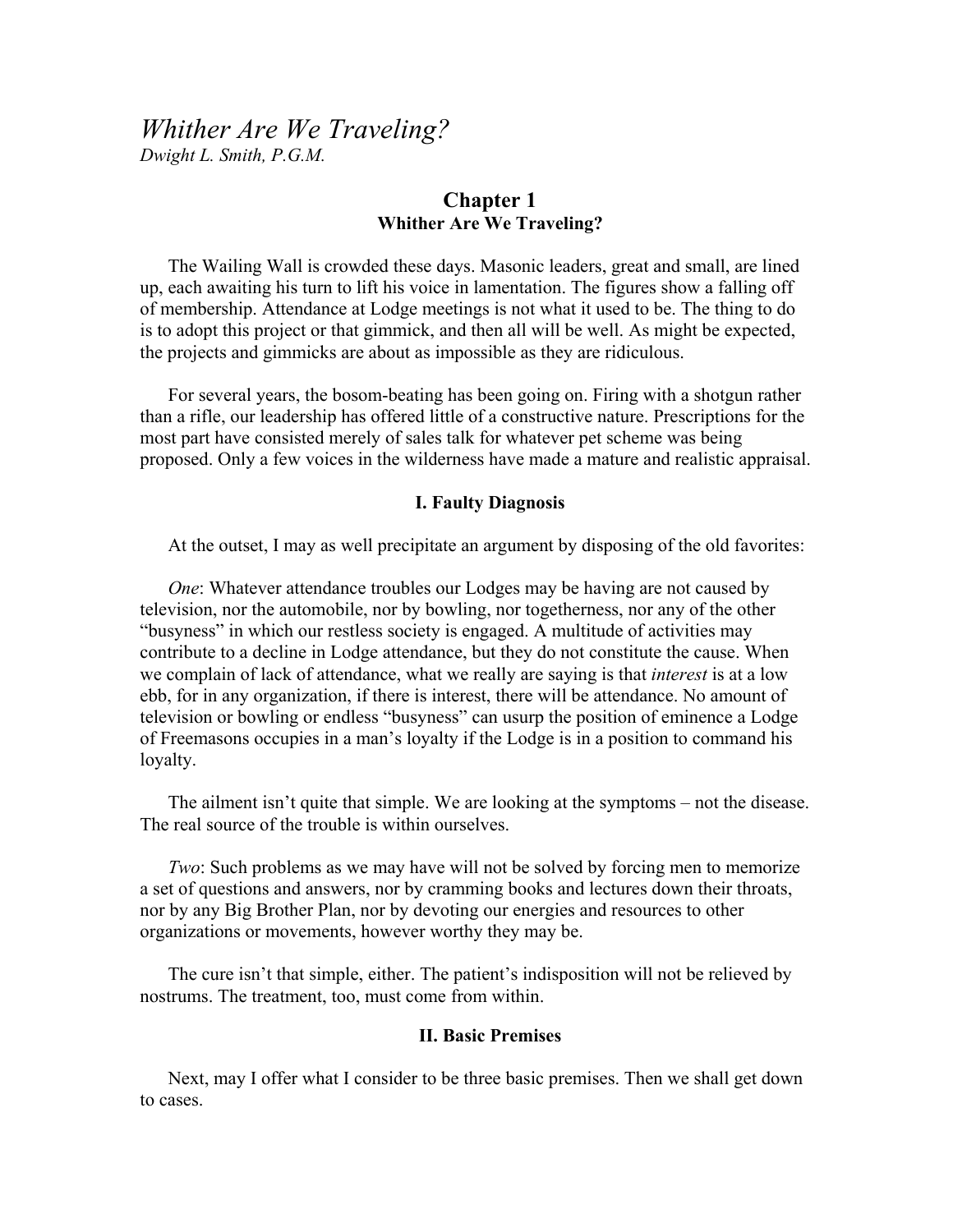# *Whither Are We Traveling?*

*Dwight L. Smith, P.G.M.*

## Chapter 1
### Whither Are We Traveling?

The Wailing Wall is crowded these days. Masonic leaders, great and small, are lined up, each awaiting his turn to lift his voice in lamentation. The figures show a falling off of membership. Attendance at Lodge meetings is not what it used to be. The thing to do is to adopt this project or that gimmick, and then all will be well. As might be expected, the projects and gimmicks are about as impossible as they are ridiculous.

For several years, the bosom-beating has been going on. Firing with a shotgun rather than a rifle, our leadership has offered little of a constructive nature. Prescriptions for the most part have consisted merely of sales talk for whatever pet scheme was being proposed. Only a few voices in the wilderness have made a mature and realistic appraisal.

#### I. Faulty Diagnosis

At the outset, I may as well precipitate an argument by disposing of the old favorites:

*One*: Whatever attendance troubles our Lodges may be having are not caused by television, nor the automobile, nor by bowling, nor togetherness, nor any of the other "busyness" in which our restless society is engaged. A multitude of activities may contribute to a decline in Lodge attendance, but they do not constitute the cause. When we complain of lack of attendance, what we really are saying is that *interest* is at a low ebb, for in any organization, if there is interest, there will be attendance. No amount of television or bowling or endless "busyness" can usurp the position of eminence a Lodge of Freemasons occupies in a man's loyalty if the Lodge is in a position to command his loyalty.

The ailment isn't quite that simple. We are looking at the symptoms – not the disease. The real source of the trouble is within ourselves.

*Two*: Such problems as we may have will not be solved by forcing men to memorize a set of questions and answers, nor by cramming books and lectures down their throats, nor by any Big Brother Plan, nor by devoting our energies and resources to other organizations or movements, however worthy they may be.

The cure isn't that simple, either. The patient's indisposition will not be relieved by nostrums. The treatment, too, must come from within.

#### II. Basic Premises

Next, may I offer what I consider to be three basic premises. Then we shall get down to cases.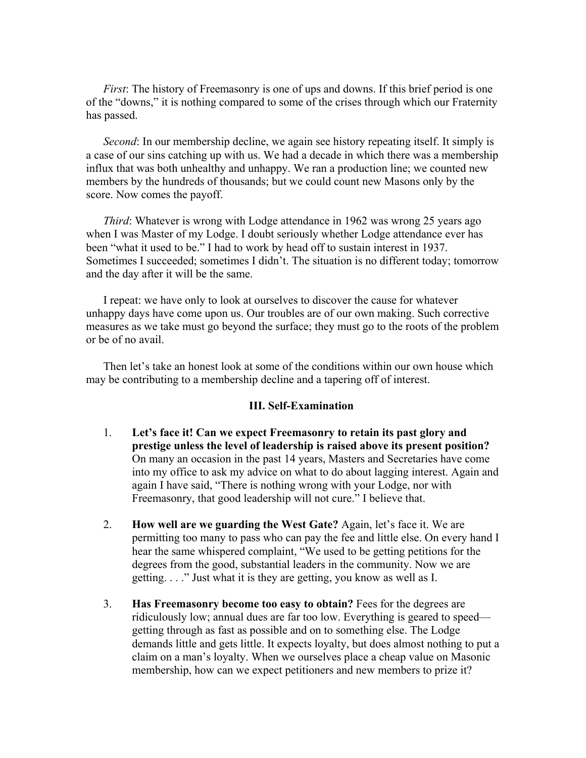*First*: The history of Freemasonry is one of ups and downs. If this brief period is one of the "downs," it is nothing compared to some of the crises through which our Fraternity has passed.

*Second*: In our membership decline, we again see history repeating itself. It simply is a case of our sins catching up with us. We had a decade in which there was a membership influx that was both unhealthy and unhappy. We ran a production line; we counted new members by the hundreds of thousands; but we could count new Masons only by the score. Now comes the payoff.

*Third*: Whatever is wrong with Lodge attendance in 1962 was wrong 25 years ago when I was Master of my Lodge. I doubt seriously whether Lodge attendance ever has been "what it used to be." I had to work by head off to sustain interest in 1937. Sometimes I succeeded; sometimes I didn't. The situation is no different today; tomorrow and the day after it will be the same.

I repeat: we have only to look at ourselves to discover the cause for whatever unhappy days have come upon us. Our troubles are of our own making. Such corrective measures as we take must go beyond the surface; they must go to the roots of the problem or be of no avail.

Then let's take an honest look at some of the conditions within our own house which may be contributing to a membership decline and a tapering off of interest.

### III. Self-Examination

1. **Let's face it! Can we expect Freemasonry to retain its past glory and prestige unless the level of leadership is raised above its present position?** On many an occasion in the past 14 years, Masters and Secretaries have come into my office to ask my advice on what to do about lagging interest. Again and again I have said, "There is nothing wrong with your Lodge, nor with Freemasonry, that good leadership will not cure." I believe that.

2. **How well are we guarding the West Gate?** Again, let's face it. We are permitting too many to pass who can pay the fee and little else. On every hand I hear the same whispered complaint, "We used to be getting petitions for the degrees from the good, substantial leaders in the community. Now we are getting. . . ." Just what it is they are getting, you know as well as I.

3. **Has Freemasonry become too easy to obtain?** Fees for the degrees are ridiculously low; annual dues are far too low. Everything is geared to speed—getting through as fast as possible and on to something else. The Lodge demands little and gets little. It expects loyalty, but does almost nothing to put a claim on a man's loyalty. When we ourselves place a cheap value on Masonic membership, how can we expect petitioners and new members to prize it?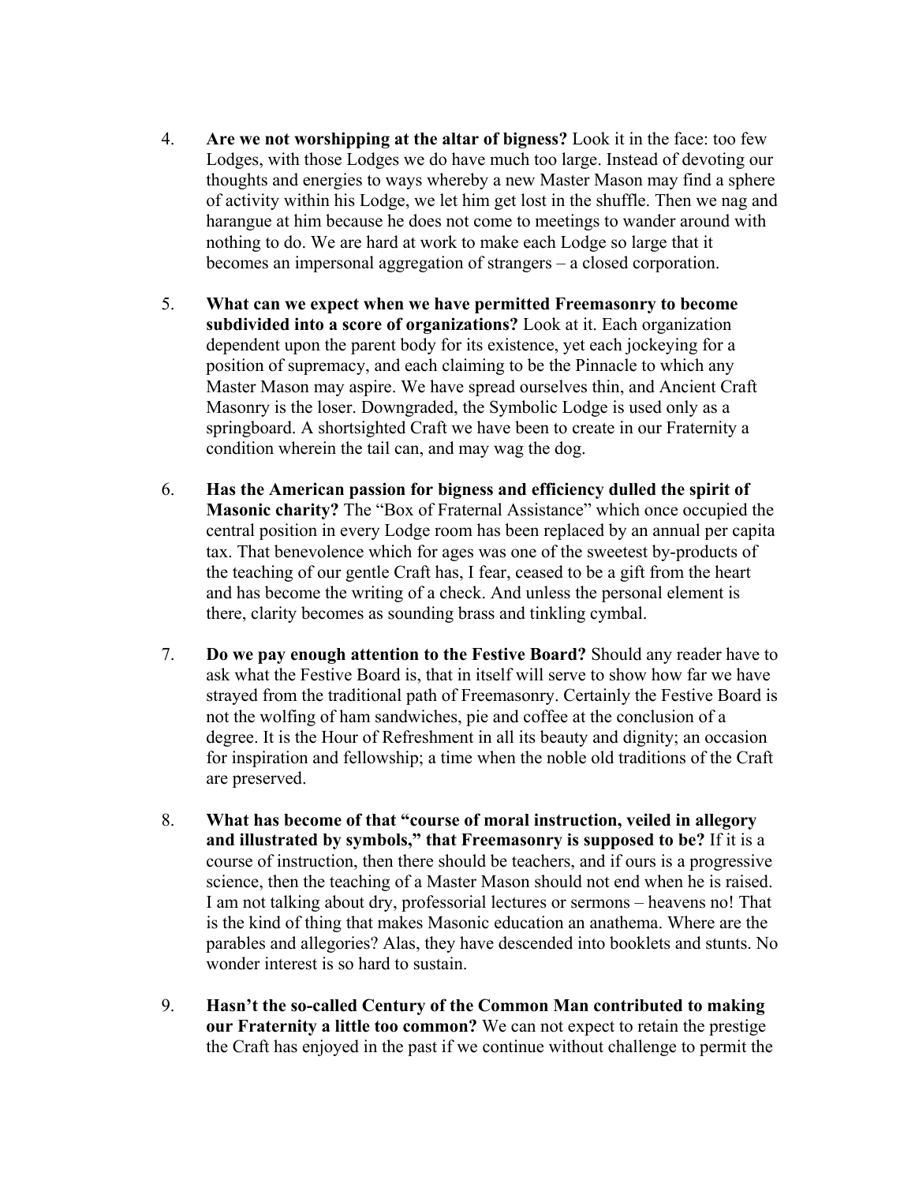4. **Are we not worshipping at the altar of bigness?** Look it in the face: too few Lodges, with those Lodges we do have much too large. Instead of devoting our thoughts and energies to ways whereby a new Master Mason may find a sphere of activity within his Lodge, we let him get lost in the shuffle. Then we nag and harangue at him because he does not come to meetings to wander around with nothing to do. We are hard at work to make each Lodge so large that it becomes an impersonal aggregation of strangers – a closed corporation.

5. **What can we expect when we have permitted Freemasonry to become subdivided into a score of organizations?** Look at it. Each organization dependent upon the parent body for its existence, yet each jockeying for a position of supremacy, and each claiming to be the Pinnacle to which any Master Mason may aspire. We have spread ourselves thin, and Ancient Craft Masonry is the loser. Downgraded, the Symbolic Lodge is used only as a springboard. A shortsighted Craft we have been to create in our Fraternity a condition wherein the tail can, and may wag the dog.

6. **Has the American passion for bigness and efficiency dulled the spirit of Masonic charity?** The "Box of Fraternal Assistance" which once occupied the central position in every Lodge room has been replaced by an annual per capita tax. That benevolence which for ages was one of the sweetest by-products of the teaching of our gentle Craft has, I fear, ceased to be a gift from the heart and has become the writing of a check. And unless the personal element is there, clarity becomes as sounding brass and tinkling cymbal.

7. **Do we pay enough attention to the Festive Board?** Should any reader have to ask what the Festive Board is, that in itself will serve to show how far we have strayed from the traditional path of Freemasonry. Certainly the Festive Board is not the wolfing of ham sandwiches, pie and coffee at the conclusion of a degree. It is the Hour of Refreshment in all its beauty and dignity; an occasion for inspiration and fellowship; a time when the noble old traditions of the Craft are preserved.

8. **What has become of that "course of moral instruction, veiled in allegory and illustrated by symbols," that Freemasonry is supposed to be?** If it is a course of instruction, then there should be teachers, and if ours is a progressive science, then the teaching of a Master Mason should not end when he is raised. I am not talking about dry, professorial lectures or sermons – heavens no! That is the kind of thing that makes Masonic education an anathema. Where are the parables and allegories? Alas, they have descended into booklets and stunts. No wonder interest is so hard to sustain.

9. **Hasn't the so-called Century of the Common Man contributed to making our Fraternity a little too common?** We can not expect to retain the prestige the Craft has enjoyed in the past if we continue without challenge to permit the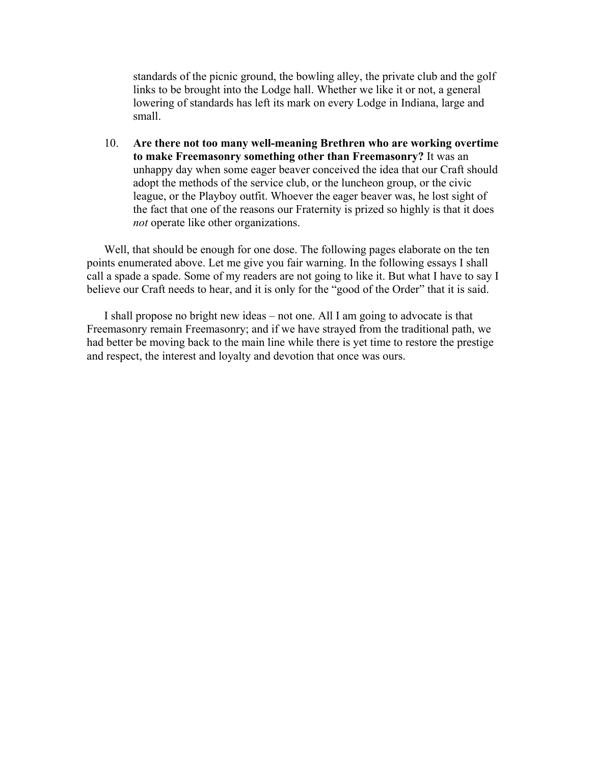standards of the picnic ground, the bowling alley, the private club and the golf links to be brought into the Lodge hall. Whether we like it or not, a general lowering of standards has left its mark on every Lodge in Indiana, large and small.

10. **Are there not too many well-meaning Brethren who are working overtime to make Freemasonry something other than Freemasonry?** It was an unhappy day when some eager beaver conceived the idea that our Craft should adopt the methods of the service club, or the luncheon group, or the civic league, or the Playboy outfit. Whoever the eager beaver was, he lost sight of the fact that one of the reasons our Fraternity is prized so highly is that it does *not* operate like other organizations.

Well, that should be enough for one dose. The following pages elaborate on the ten points enumerated above. Let me give you fair warning. In the following essays I shall call a spade a spade. Some of my readers are not going to like it. But what I have to say I believe our Craft needs to hear, and it is only for the "good of the Order" that it is said.

I shall propose no bright new ideas – not one. All I am going to advocate is that Freemasonry remain Freemasonry; and if we have strayed from the traditional path, we had better be moving back to the main line while there is yet time to restore the prestige and respect, the interest and loyalty and devotion that once was ours.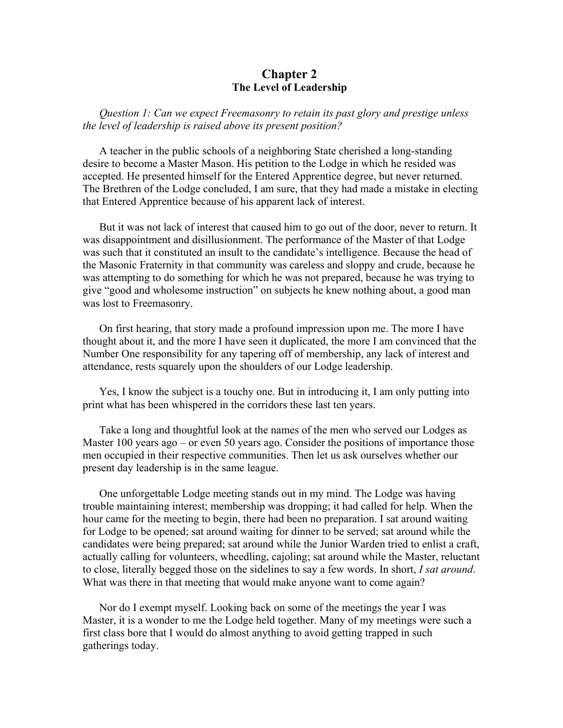# Chapter 2
## The Level of Leadership

*Question 1: Can we expect Freemasonry to retain its past glory and prestige unless the level of leadership is raised above its present position?*

A teacher in the public schools of a neighboring State cherished a long-standing desire to become a Master Mason. His petition to the Lodge in which he resided was accepted. He presented himself for the Entered Apprentice degree, but never returned. The Brethren of the Lodge concluded, I am sure, that they had made a mistake in electing that Entered Apprentice because of his apparent lack of interest.

But it was not lack of interest that caused him to go out of the door, never to return. It was disappointment and disillusionment. The performance of the Master of that Lodge was such that it constituted an insult to the candidate's intelligence. Because the head of the Masonic Fraternity in that community was careless and sloppy and crude, because he was attempting to do something for which he was not prepared, because he was trying to give "good and wholesome instruction" on subjects he knew nothing about, a good man was lost to Freemasonry.

On first hearing, that story made a profound impression upon me. The more I have thought about it, and the more I have seen it duplicated, the more I am convinced that the Number One responsibility for any tapering off of membership, any lack of interest and attendance, rests squarely upon the shoulders of our Lodge leadership.

Yes, I know the subject is a touchy one. But in introducing it, I am only putting into print what has been whispered in the corridors these last ten years.

Take a long and thoughtful look at the names of the men who served our Lodges as Master 100 years ago – or even 50 years ago. Consider the positions of importance those men occupied in their respective communities. Then let us ask ourselves whether our present day leadership is in the same league.

One unforgettable Lodge meeting stands out in my mind. The Lodge was having trouble maintaining interest; membership was dropping; it had called for help. When the hour came for the meeting to begin, there had been no preparation. I sat around waiting for Lodge to be opened; sat around waiting for dinner to be served; sat around while the candidates were being prepared; sat around while the Junior Warden tried to enlist a craft, actually calling for volunteers, wheedling, cajoling; sat around while the Master, reluctant to close, literally begged those on the sidelines to say a few words. In short, *I sat around*. What was there in that meeting that would make anyone want to come again?

Nor do I exempt myself. Looking back on some of the meetings the year I was Master, it is a wonder to me the Lodge held together. Many of my meetings were such a first class bore that I would do almost anything to avoid getting trapped in such gatherings today.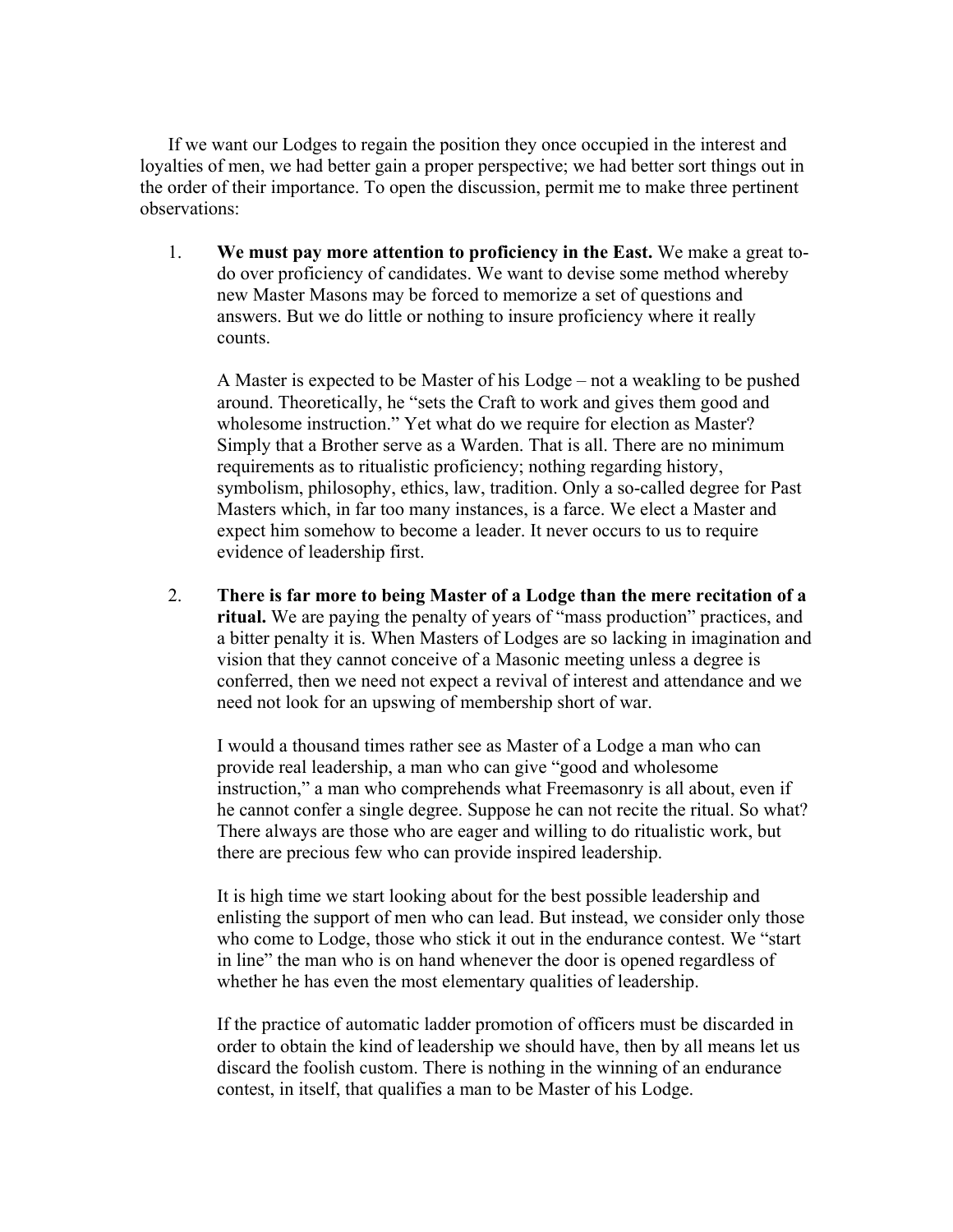If we want our Lodges to regain the position they once occupied in the interest and loyalties of men, we had better gain a proper perspective; we had better sort things out in the order of their importance. To open the discussion, permit me to make three pertinent observations:

1. **We must pay more attention to proficiency in the East.** We make a great to-do over proficiency of candidates. We want to devise some method whereby new Master Masons may be forced to memorize a set of questions and answers. But we do little or nothing to insure proficiency where it really counts.

   A Master is expected to be Master of his Lodge – not a weakling to be pushed around. Theoretically, he "sets the Craft to work and gives them good and wholesome instruction." Yet what do we require for election as Master? Simply that a Brother serve as a Warden. That is all. There are no minimum requirements as to ritualistic proficiency; nothing regarding history, symbolism, philosophy, ethics, law, tradition. Only a so-called degree for Past Masters which, in far too many instances, is a farce. We elect a Master and expect him somehow to become a leader. It never occurs to us to require evidence of leadership first.

2. **There is far more to being Master of a Lodge than the mere recitation of a ritual.** We are paying the penalty of years of "mass production" practices, and a bitter penalty it is. When Masters of Lodges are so lacking in imagination and vision that they cannot conceive of a Masonic meeting unless a degree is conferred, then we need not expect a revival of interest and attendance and we need not look for an upswing of membership short of war.

   I would a thousand times rather see as Master of a Lodge a man who can provide real leadership, a man who can give "good and wholesome instruction," a man who comprehends what Freemasonry is all about, even if he cannot confer a single degree. Suppose he can not recite the ritual. So what? There always are those who are eager and willing to do ritualistic work, but there are precious few who can provide inspired leadership.

   It is high time we start looking about for the best possible leadership and enlisting the support of men who can lead. But instead, we consider only those who come to Lodge, those who stick it out in the endurance contest. We "start in line" the man who is on hand whenever the door is opened regardless of whether he has even the most elementary qualities of leadership.

   If the practice of automatic ladder promotion of officers must be discarded in order to obtain the kind of leadership we should have, then by all means let us discard the foolish custom. There is nothing in the winning of an endurance contest, in itself, that qualifies a man to be Master of his Lodge.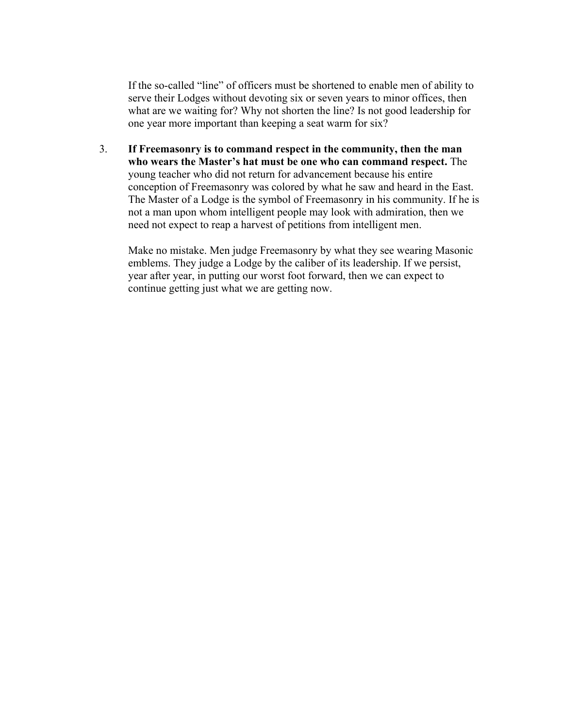If the so-called "line" of officers must be shortened to enable men of ability to serve their Lodges without devoting six or seven years to minor offices, then what are we waiting for? Why not shorten the line? Is not good leadership for one year more important than keeping a seat warm for six?

3. **If Freemasonry is to command respect in the community, then the man who wears the Master's hat must be one who can command respect.** The young teacher who did not return for advancement because his entire conception of Freemasonry was colored by what he saw and heard in the East. The Master of a Lodge is the symbol of Freemasonry in his community. If he is not a man upon whom intelligent people may look with admiration, then we need not expect to reap a harvest of petitions from intelligent men.

   Make no mistake. Men judge Freemasonry by what they see wearing Masonic emblems. They judge a Lodge by the caliber of its leadership. If we persist, year after year, in putting our worst foot forward, then we can expect to continue getting just what we are getting now.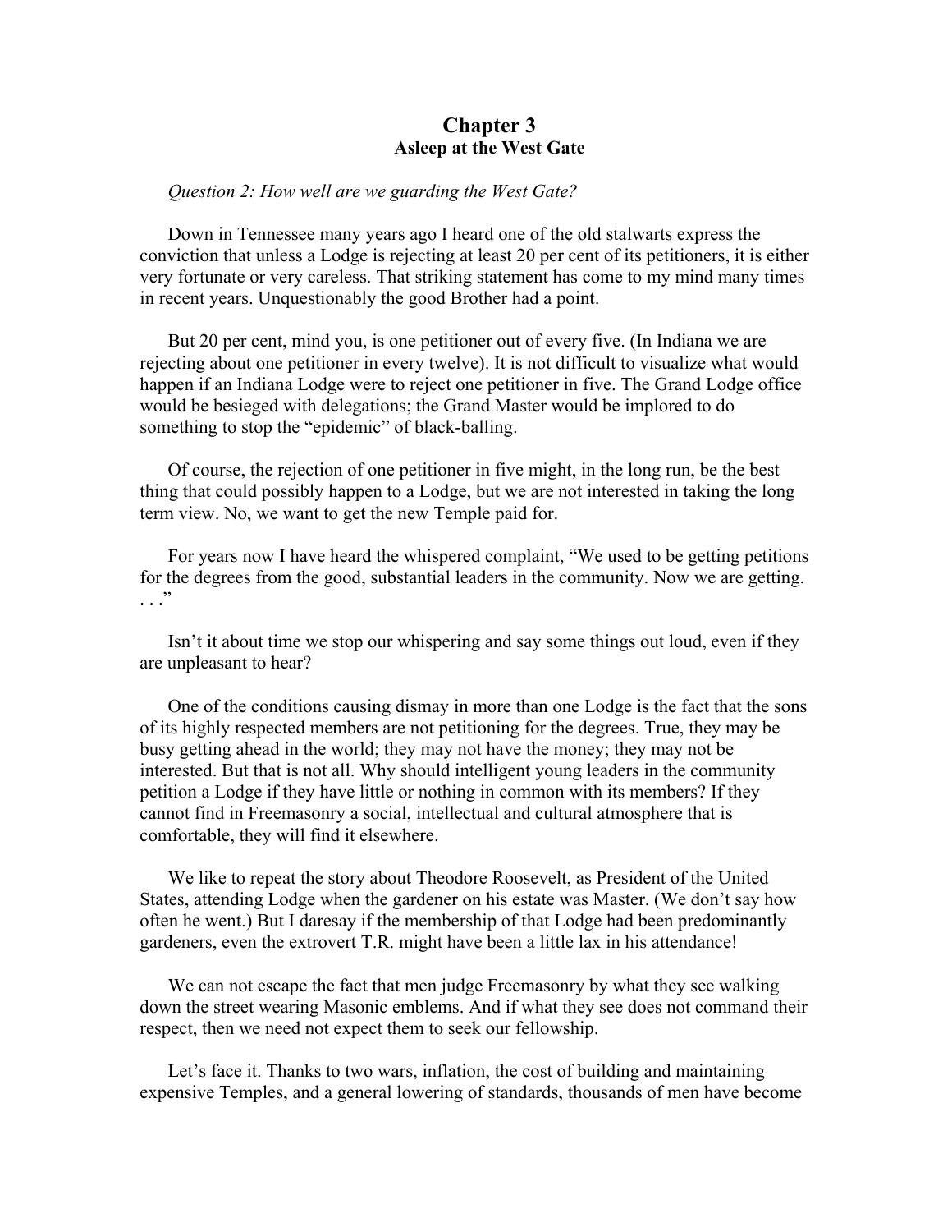# Chapter 3
## Asleep at the West Gate

*Question 2: How well are we guarding the West Gate?*

Down in Tennessee many years ago I heard one of the old stalwarts express the conviction that unless a Lodge is rejecting at least 20 per cent of its petitioners, it is either very fortunate or very careless. That striking statement has come to my mind many times in recent years. Unquestionably the good Brother had a point.

But 20 per cent, mind you, is one petitioner out of every five. (In Indiana we are rejecting about one petitioner in every twelve). It is not difficult to visualize what would happen if an Indiana Lodge were to reject one petitioner in five. The Grand Lodge office would be besieged with delegations; the Grand Master would be implored to do something to stop the "epidemic" of black-balling.

Of course, the rejection of one petitioner in five might, in the long run, be the best thing that could possibly happen to a Lodge, but we are not interested in taking the long term view. No, we want to get the new Temple paid for.

For years now I have heard the whispered complaint, "We used to be getting petitions for the degrees from the good, substantial leaders in the community. Now we are getting. . . ."

Isn't it about time we stop our whispering and say some things out loud, even if they are unpleasant to hear?

One of the conditions causing dismay in more than one Lodge is the fact that the sons of its highly respected members are not petitioning for the degrees. True, they may be busy getting ahead in the world; they may not have the money; they may not be interested. But that is not all. Why should intelligent young leaders in the community petition a Lodge if they have little or nothing in common with its members? If they cannot find in Freemasonry a social, intellectual and cultural atmosphere that is comfortable, they will find it elsewhere.

We like to repeat the story about Theodore Roosevelt, as President of the United States, attending Lodge when the gardener on his estate was Master. (We don't say how often he went.) But I daresay if the membership of that Lodge had been predominantly gardeners, even the extrovert T.R. might have been a little lax in his attendance!

We can not escape the fact that men judge Freemasonry by what they see walking down the street wearing Masonic emblems. And if what they see does not command their respect, then we need not expect them to seek our fellowship.

Let's face it. Thanks to two wars, inflation, the cost of building and maintaining expensive Temples, and a general lowering of standards, thousands of men have become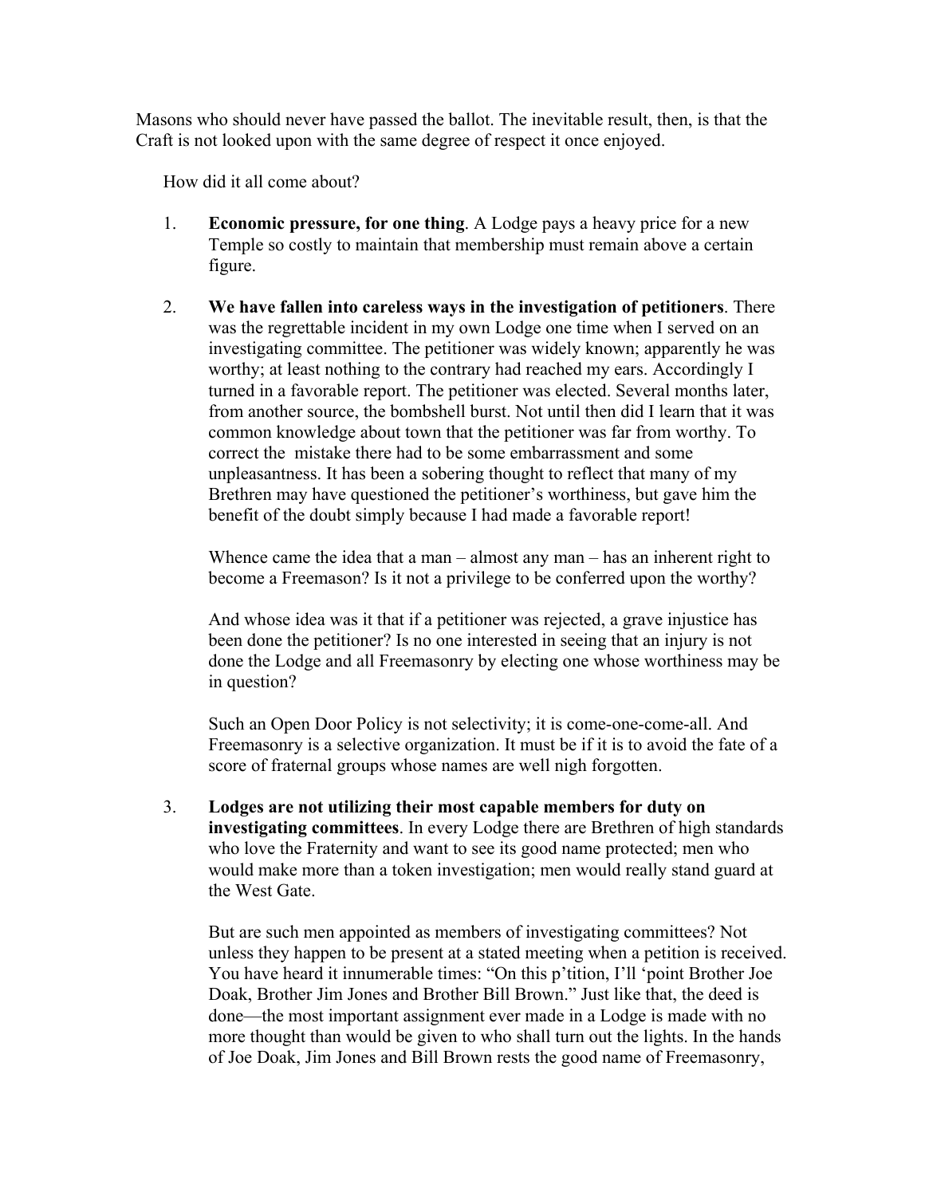Masons who should never have passed the ballot. The inevitable result, then, is that the Craft is not looked upon with the same degree of respect it once enjoyed.

How did it all come about?

1. **Economic pressure, for one thing**. A Lodge pays a heavy price for a new Temple so costly to maintain that membership must remain above a certain figure.

2. **We have fallen into careless ways in the investigation of petitioners**. There was the regrettable incident in my own Lodge one time when I served on an investigating committee. The petitioner was widely known; apparently he was worthy; at least nothing to the contrary had reached my ears. Accordingly I turned in a favorable report. The petitioner was elected. Several months later, from another source, the bombshell burst. Not until then did I learn that it was common knowledge about town that the petitioner was far from worthy. To correct the mistake there had to be some embarrassment and some unpleasantness. It has been a sobering thought to reflect that many of my Brethren may have questioned the petitioner's worthiness, but gave him the benefit of the doubt simply because I had made a favorable report!

   Whence came the idea that a man – almost any man – has an inherent right to become a Freemason? Is it not a privilege to be conferred upon the worthy?

   And whose idea was it that if a petitioner was rejected, a grave injustice has been done the petitioner? Is no one interested in seeing that an injury is not done the Lodge and all Freemasonry by electing one whose worthiness may be in question?

   Such an Open Door Policy is not selectivity; it is come-one-come-all. And Freemasonry is a selective organization. It must be if it is to avoid the fate of a score of fraternal groups whose names are well nigh forgotten.

3. **Lodges are not utilizing their most capable members for duty on investigating committees**. In every Lodge there are Brethren of high standards who love the Fraternity and want to see its good name protected; men who would make more than a token investigation; men would really stand guard at the West Gate.

   But are such men appointed as members of investigating committees? Not unless they happen to be present at a stated meeting when a petition is received. You have heard it innumerable times: "On this p'tition, I'll 'point Brother Joe Doak, Brother Jim Jones and Brother Bill Brown." Just like that, the deed is done—the most important assignment ever made in a Lodge is made with no more thought than would be given to who shall turn out the lights. In the hands of Joe Doak, Jim Jones and Bill Brown rests the good name of Freemasonry,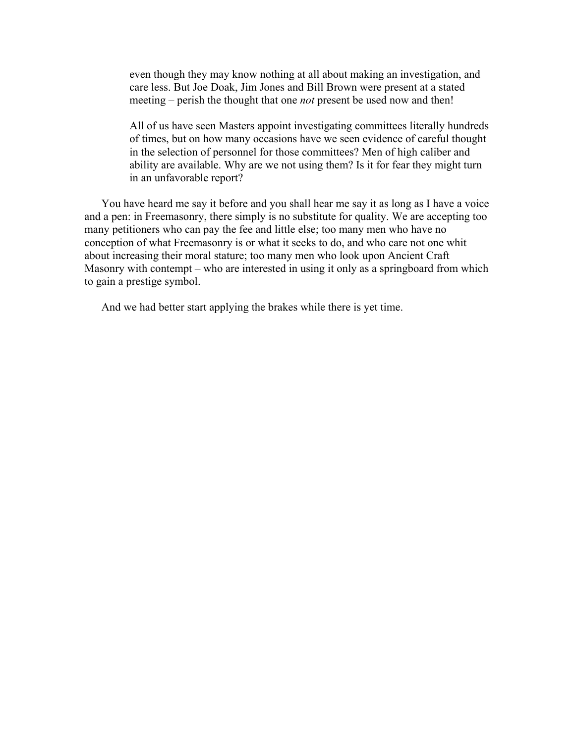> even though they may know nothing at all about making an investigation, and care less. But Joe Doak, Jim Jones and Bill Brown were present at a stated meeting – perish the thought that one *not* present be used now and then!
>
> All of us have seen Masters appoint investigating committees literally hundreds of times, but on how many occasions have we seen evidence of careful thought in the selection of personnel for those committees? Men of high caliber and ability are available. Why are we not using them? Is it for fear they might turn in an unfavorable report?

You have heard me say it before and you shall hear me say it as long as I have a voice and a pen: in Freemasonry, there simply is no substitute for quality. We are accepting too many petitioners who can pay the fee and little else; too many men who have no conception of what Freemasonry is or what it seeks to do, and who care not one whit about increasing their moral stature; too many men who look upon Ancient Craft Masonry with contempt – who are interested in using it only as a springboard from which to gain a prestige symbol.

And we had better start applying the brakes while there is yet time.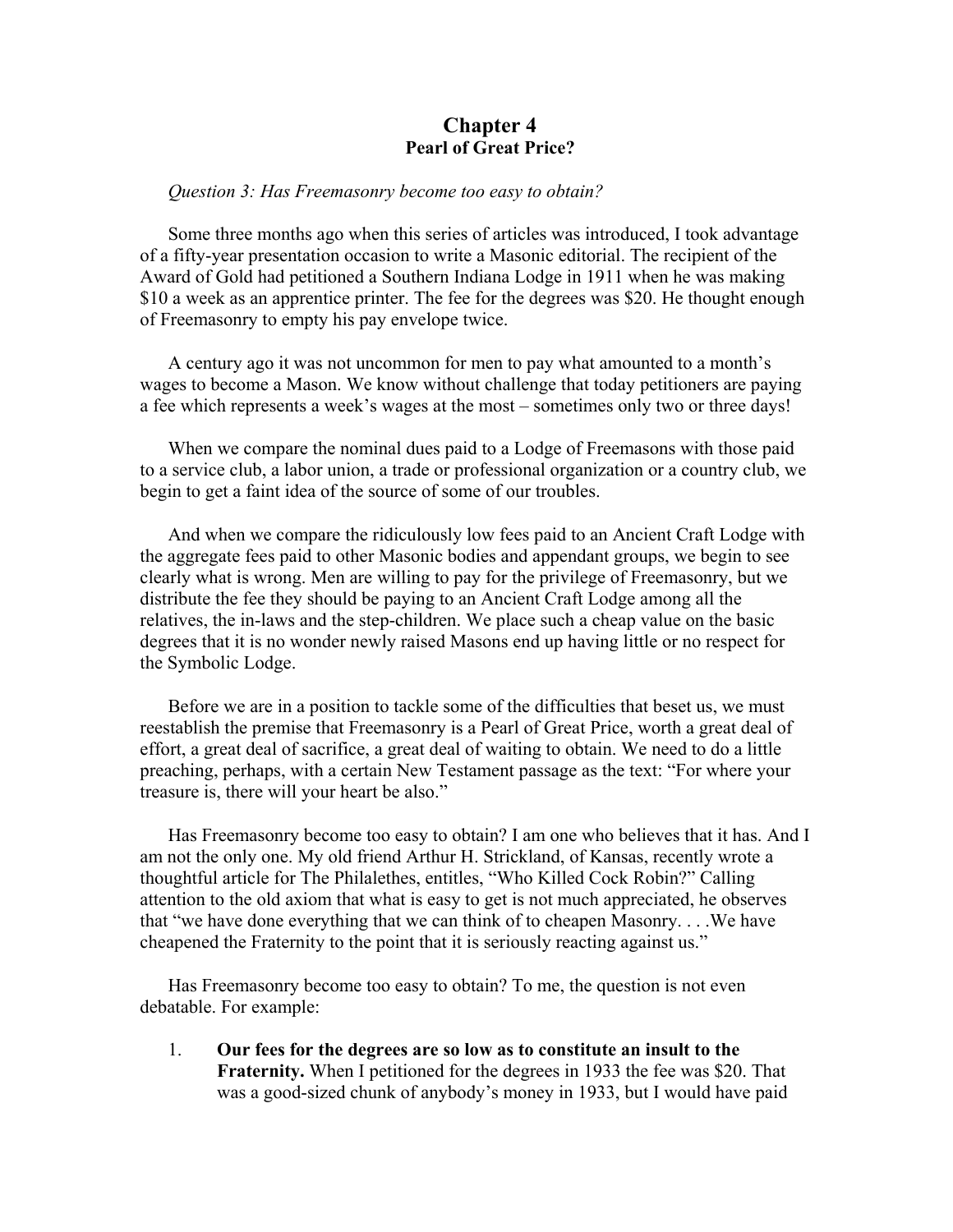# Chapter 4
## Pearl of Great Price?

*Question 3: Has Freemasonry become too easy to obtain?*

Some three months ago when this series of articles was introduced, I took advantage of a fifty-year presentation occasion to write a Masonic editorial. The recipient of the Award of Gold had petitioned a Southern Indiana Lodge in 1911 when he was making \$10 a week as an apprentice printer. The fee for the degrees was \$20. He thought enough of Freemasonry to empty his pay envelope twice.

A century ago it was not uncommon for men to pay what amounted to a month's wages to become a Mason. We know without challenge that today petitioners are paying a fee which represents a week's wages at the most – sometimes only two or three days!

When we compare the nominal dues paid to a Lodge of Freemasons with those paid to a service club, a labor union, a trade or professional organization or a country club, we begin to get a faint idea of the source of some of our troubles.

And when we compare the ridiculously low fees paid to an Ancient Craft Lodge with the aggregate fees paid to other Masonic bodies and appendant groups, we begin to see clearly what is wrong. Men are willing to pay for the privilege of Freemasonry, but we distribute the fee they should be paying to an Ancient Craft Lodge among all the relatives, the in-laws and the step-children. We place such a cheap value on the basic degrees that it is no wonder newly raised Masons end up having little or no respect for the Symbolic Lodge.

Before we are in a position to tackle some of the difficulties that beset us, we must reestablish the premise that Freemasonry is a Pearl of Great Price, worth a great deal of effort, a great deal of sacrifice, a great deal of waiting to obtain. We need to do a little preaching, perhaps, with a certain New Testament passage as the text: "For where your treasure is, there will your heart be also."

Has Freemasonry become too easy to obtain? I am one who believes that it has. And I am not the only one. My old friend Arthur H. Strickland, of Kansas, recently wrote a thoughtful article for The Philalethes, entitles, "Who Killed Cock Robin?" Calling attention to the old axiom that what is easy to get is not much appreciated, he observes that "we have done everything that we can think of to cheapen Masonry. . . .We have cheapened the Fraternity to the point that it is seriously reacting against us."

Has Freemasonry become too easy to obtain? To me, the question is not even debatable. For example:

1. **Our fees for the degrees are so low as to constitute an insult to the Fraternity.** When I petitioned for the degrees in 1933 the fee was \$20. That was a good-sized chunk of anybody's money in 1933, but I would have paid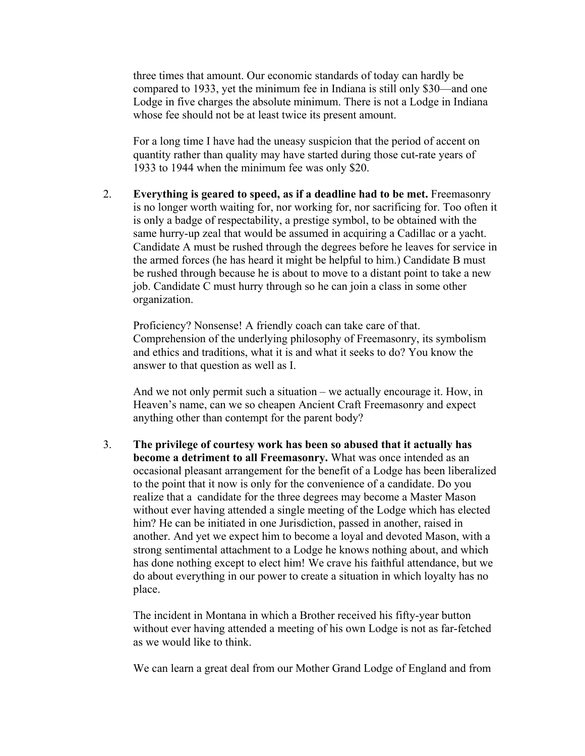three times that amount. Our economic standards of today can hardly be compared to 1933, yet the minimum fee in Indiana is still only $30—and one Lodge in five charges the absolute minimum. There is not a Lodge in Indiana whose fee should not be at least twice its present amount.

For a long time I have had the uneasy suspicion that the period of accent on quantity rather than quality may have started during those cut-rate years of 1933 to 1944 when the minimum fee was only $20.

2. **Everything is geared to speed, as if a deadline had to be met.** Freemasonry is no longer worth waiting for, nor working for, nor sacrificing for. Too often it is only a badge of respectability, a prestige symbol, to be obtained with the same hurry-up zeal that would be assumed in acquiring a Cadillac or a yacht. Candidate A must be rushed through the degrees before he leaves for service in the armed forces (he has heard it might be helpful to him.) Candidate B must be rushed through because he is about to move to a distant point to take a new job. Candidate C must hurry through so he can join a class in some other organization.

   Proficiency? Nonsense! A friendly coach can take care of that. Comprehension of the underlying philosophy of Freemasonry, its symbolism and ethics and traditions, what it is and what it seeks to do? You know the answer to that question as well as I.

   And we not only permit such a situation – we actually encourage it. How, in Heaven's name, can we so cheapen Ancient Craft Freemasonry and expect anything other than contempt for the parent body?

3. **The privilege of courtesy work has been so abused that it actually has become a detriment to all Freemasonry.** What was once intended as an occasional pleasant arrangement for the benefit of a Lodge has been liberalized to the point that it now is only for the convenience of a candidate. Do you realize that a candidate for the three degrees may become a Master Mason without ever having attended a single meeting of the Lodge which has elected him? He can be initiated in one Jurisdiction, passed in another, raised in another. And yet we expect him to become a loyal and devoted Mason, with a strong sentimental attachment to a Lodge he knows nothing about, and which has done nothing except to elect him! We crave his faithful attendance, but we do about everything in our power to create a situation in which loyalty has no place.

   The incident in Montana in which a Brother received his fifty-year button without ever having attended a meeting of his own Lodge is not as far-fetched as we would like to think.

   We can learn a great deal from our Mother Grand Lodge of England and from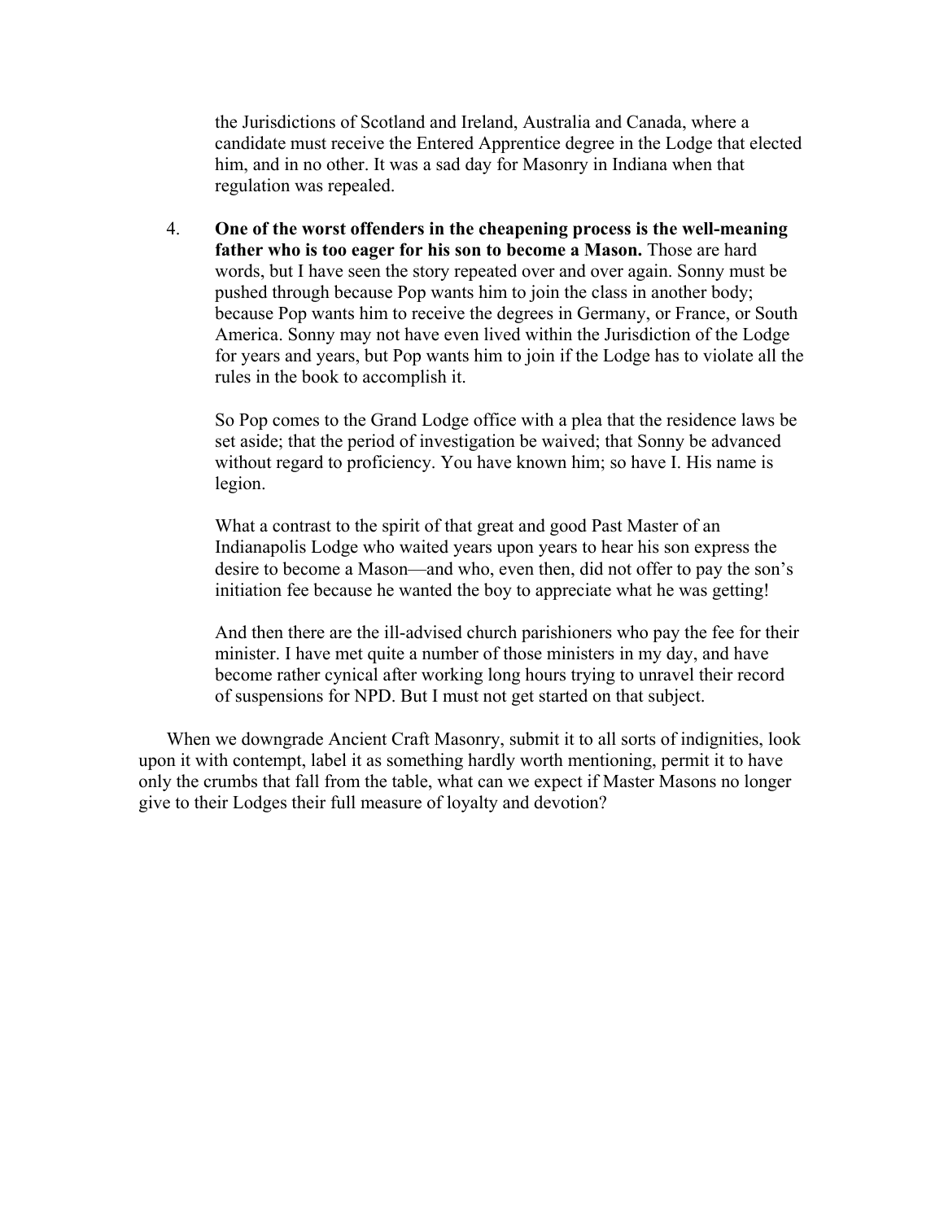the Jurisdictions of Scotland and Ireland, Australia and Canada, where a candidate must receive the Entered Apprentice degree in the Lodge that elected him, and in no other. It was a sad day for Masonry in Indiana when that regulation was repealed.

4. **One of the worst offenders in the cheapening process is the well-meaning father who is too eager for his son to become a Mason.** Those are hard words, but I have seen the story repeated over and over again. Sonny must be pushed through because Pop wants him to join the class in another body; because Pop wants him to receive the degrees in Germany, or France, or South America. Sonny may not have even lived within the Jurisdiction of the Lodge for years and years, but Pop wants him to join if the Lodge has to violate all the rules in the book to accomplish it.

   So Pop comes to the Grand Lodge office with a plea that the residence laws be set aside; that the period of investigation be waived; that Sonny be advanced without regard to proficiency. You have known him; so have I. His name is legion.

   What a contrast to the spirit of that great and good Past Master of an Indianapolis Lodge who waited years upon years to hear his son express the desire to become a Mason—and who, even then, did not offer to pay the son's initiation fee because he wanted the boy to appreciate what he was getting!

   And then there are the ill-advised church parishioners who pay the fee for their minister. I have met quite a number of those ministers in my day, and have become rather cynical after working long hours trying to unravel their record of suspensions for NPD. But I must not get started on that subject.

When we downgrade Ancient Craft Masonry, submit it to all sorts of indignities, look upon it with contempt, label it as something hardly worth mentioning, permit it to have only the crumbs that fall from the table, what can we expect if Master Masons no longer give to their Lodges their full measure of loyalty and devotion?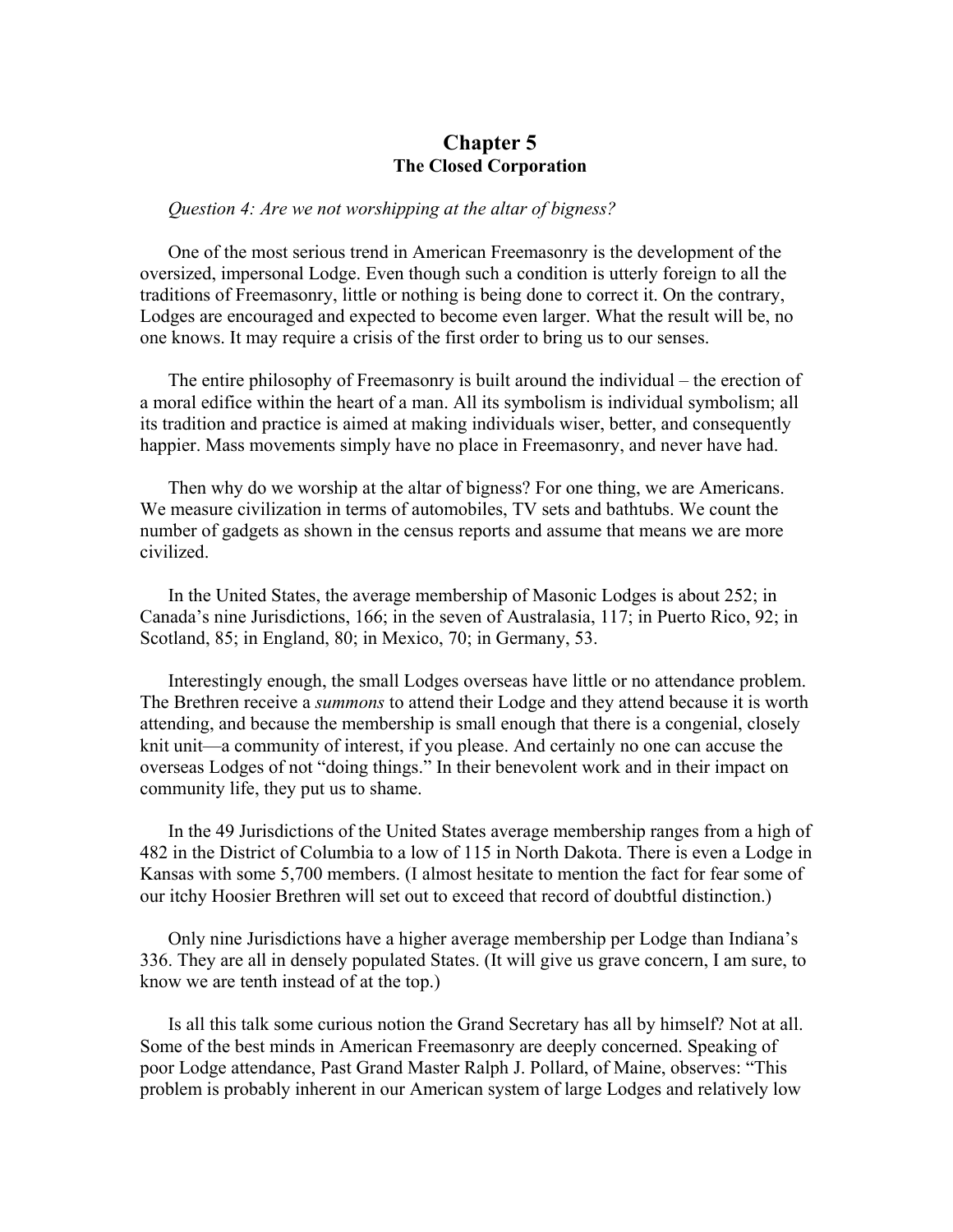# Chapter 5
## The Closed Corporation

*Question 4: Are we not worshipping at the altar of bigness?*

One of the most serious trend in American Freemasonry is the development of the oversized, impersonal Lodge. Even though such a condition is utterly foreign to all the traditions of Freemasonry, little or nothing is being done to correct it. On the contrary, Lodges are encouraged and expected to become even larger. What the result will be, no one knows. It may require a crisis of the first order to bring us to our senses.

The entire philosophy of Freemasonry is built around the individual – the erection of a moral edifice within the heart of a man. All its symbolism is individual symbolism; all its tradition and practice is aimed at making individuals wiser, better, and consequently happier. Mass movements simply have no place in Freemasonry, and never have had.

Then why do we worship at the altar of bigness? For one thing, we are Americans. We measure civilization in terms of automobiles, TV sets and bathtubs. We count the number of gadgets as shown in the census reports and assume that means we are more civilized.

In the United States, the average membership of Masonic Lodges is about 252; in Canada's nine Jurisdictions, 166; in the seven of Australasia, 117; in Puerto Rico, 92; in Scotland, 85; in England, 80; in Mexico, 70; in Germany, 53.

Interestingly enough, the small Lodges overseas have little or no attendance problem. The Brethren receive a *summons* to attend their Lodge and they attend because it is worth attending, and because the membership is small enough that there is a congenial, closely knit unit—a community of interest, if you please. And certainly no one can accuse the overseas Lodges of not "doing things." In their benevolent work and in their impact on community life, they put us to shame.

In the 49 Jurisdictions of the United States average membership ranges from a high of 482 in the District of Columbia to a low of 115 in North Dakota. There is even a Lodge in Kansas with some 5,700 members. (I almost hesitate to mention the fact for fear some of our itchy Hoosier Brethren will set out to exceed that record of doubtful distinction.)

Only nine Jurisdictions have a higher average membership per Lodge than Indiana's 336. They are all in densely populated States. (It will give us grave concern, I am sure, to know we are tenth instead of at the top.)

Is all this talk some curious notion the Grand Secretary has all by himself? Not at all. Some of the best minds in American Freemasonry are deeply concerned. Speaking of poor Lodge attendance, Past Grand Master Ralph J. Pollard, of Maine, observes: "This problem is probably inherent in our American system of large Lodges and relatively low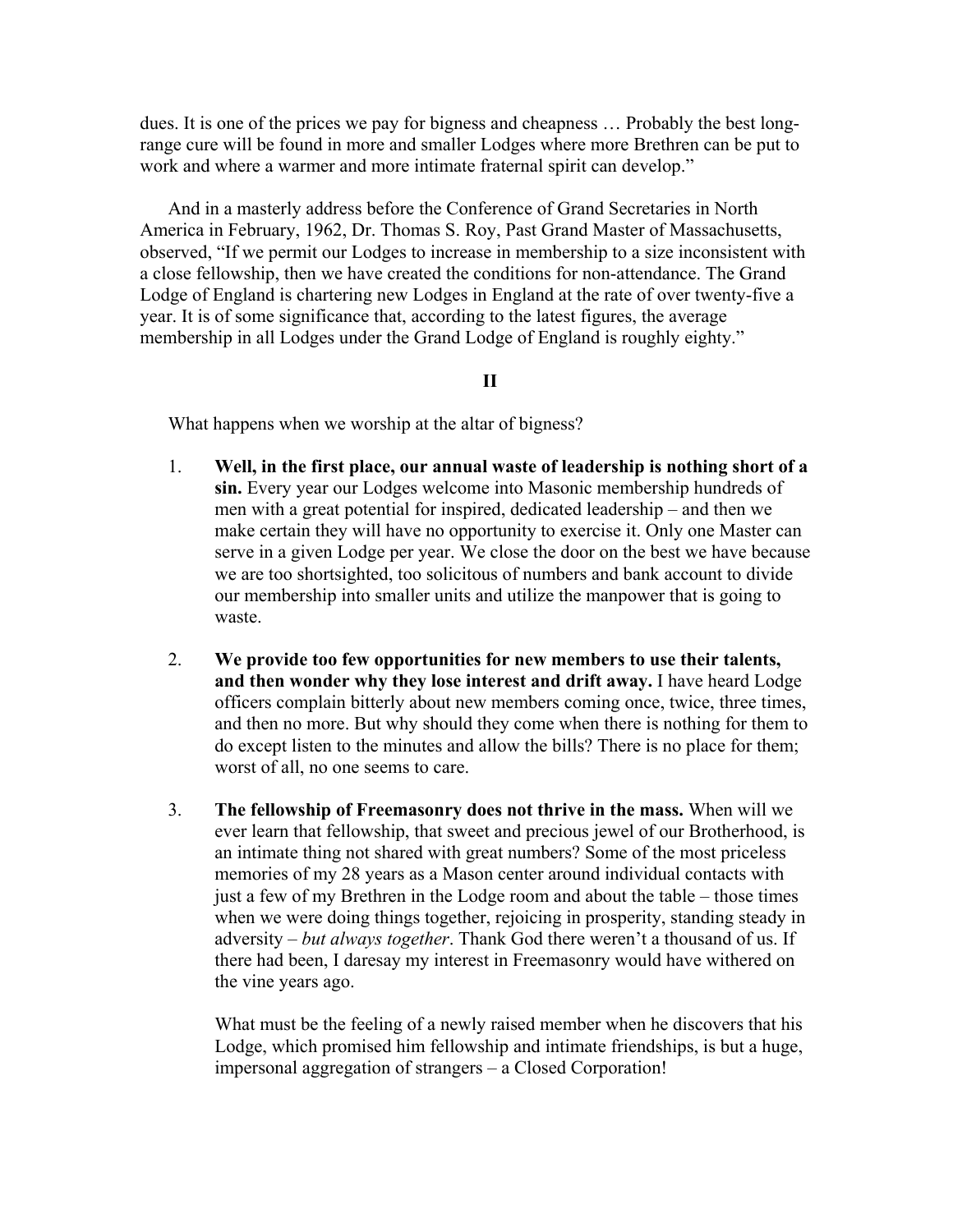dues. It is one of the prices we pay for bigness and cheapness … Probably the best long-range cure will be found in more and smaller Lodges where more Brethren can be put to work and where a warmer and more intimate fraternal spirit can develop."

And in a masterly address before the Conference of Grand Secretaries in North America in February, 1962, Dr. Thomas S. Roy, Past Grand Master of Massachusetts, observed, "If we permit our Lodges to increase in membership to a size inconsistent with a close fellowship, then we have created the conditions for non-attendance. The Grand Lodge of England is chartering new Lodges in England at the rate of over twenty-five a year. It is of some significance that, according to the latest figures, the average membership in all Lodges under the Grand Lodge of England is roughly eighty."

**II**

What happens when we worship at the altar of bigness?

1. **Well, in the first place, our annual waste of leadership is nothing short of a sin.** Every year our Lodges welcome into Masonic membership hundreds of men with a great potential for inspired, dedicated leadership – and then we make certain they will have no opportunity to exercise it. Only one Master can serve in a given Lodge per year. We close the door on the best we have because we are too shortsighted, too solicitous of numbers and bank account to divide our membership into smaller units and utilize the manpower that is going to waste.

2. **We provide too few opportunities for new members to use their talents, and then wonder why they lose interest and drift away.** I have heard Lodge officers complain bitterly about new members coming once, twice, three times, and then no more. But why should they come when there is nothing for them to do except listen to the minutes and allow the bills? There is no place for them; worst of all, no one seems to care.

3. **The fellowship of Freemasonry does not thrive in the mass.** When will we ever learn that fellowship, that sweet and precious jewel of our Brotherhood, is an intimate thing not shared with great numbers? Some of the most priceless memories of my 28 years as a Mason center around individual contacts with just a few of my Brethren in the Lodge room and about the table – those times when we were doing things together, rejoicing in prosperity, standing steady in adversity – *but always together*. Thank God there weren't a thousand of us. If there had been, I daresay my interest in Freemasonry would have withered on the vine years ago.

   What must be the feeling of a newly raised member when he discovers that his Lodge, which promised him fellowship and intimate friendships, is but a huge, impersonal aggregation of strangers – a Closed Corporation!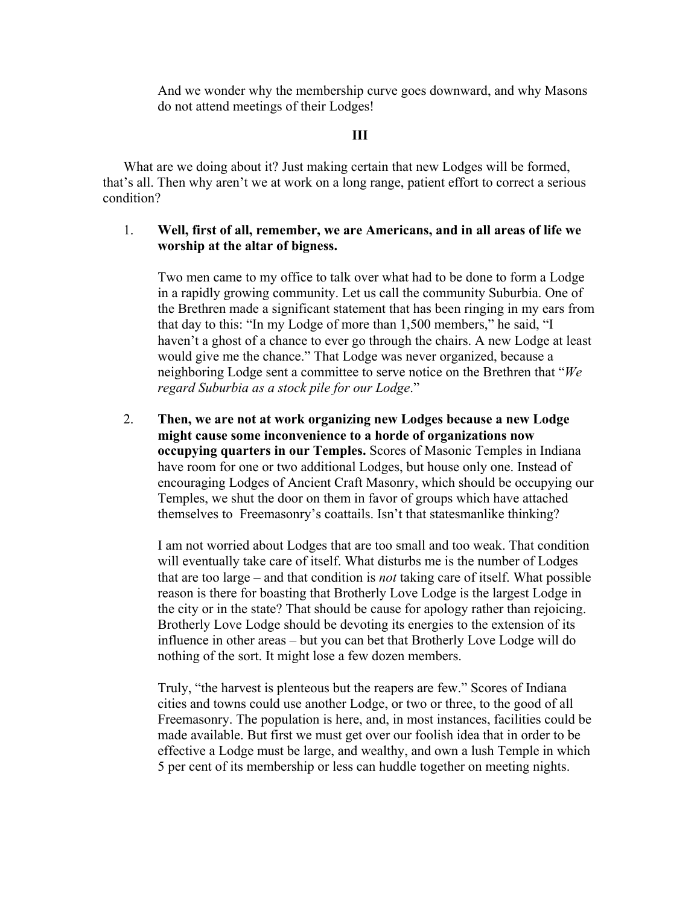And we wonder why the membership curve goes downward, and why Masons do not attend meetings of their Lodges!

## III

What are we doing about it? Just making certain that new Lodges will be formed, that's all. Then why aren't we at work on a long range, patient effort to correct a serious condition?

1. **Well, first of all, remember, we are Americans, and in all areas of life we worship at the altar of bigness.**

   Two men came to my office to talk over what had to be done to form a Lodge in a rapidly growing community. Let us call the community Suburbia. One of the Brethren made a significant statement that has been ringing in my ears from that day to this: "In my Lodge of more than 1,500 members," he said, "I haven't a ghost of a chance to ever go through the chairs. A new Lodge at least would give me the chance." That Lodge was never organized, because a neighboring Lodge sent a committee to serve notice on the Brethren that "*We regard Suburbia as a stock pile for our Lodge*."

2. **Then, we are not at work organizing new Lodges because a new Lodge might cause some inconvenience to a horde of organizations now occupying quarters in our Temples.** Scores of Masonic Temples in Indiana have room for one or two additional Lodges, but house only one. Instead of encouraging Lodges of Ancient Craft Masonry, which should be occupying our Temples, we shut the door on them in favor of groups which have attached themselves to Freemasonry's coattails. Isn't that statesmanlike thinking?

   I am not worried about Lodges that are too small and too weak. That condition will eventually take care of itself. What disturbs me is the number of Lodges that are too large – and that condition is *not* taking care of itself. What possible reason is there for boasting that Brotherly Love Lodge is the largest Lodge in the city or in the state? That should be cause for apology rather than rejoicing. Brotherly Love Lodge should be devoting its energies to the extension of its influence in other areas – but you can bet that Brotherly Love Lodge will do nothing of the sort. It might lose a few dozen members.

   Truly, "the harvest is plenteous but the reapers are few." Scores of Indiana cities and towns could use another Lodge, or two or three, to the good of all Freemasonry. The population is here, and, in most instances, facilities could be made available. But first we must get over our foolish idea that in order to be effective a Lodge must be large, and wealthy, and own a lush Temple in which 5 per cent of its membership or less can huddle together on meeting nights.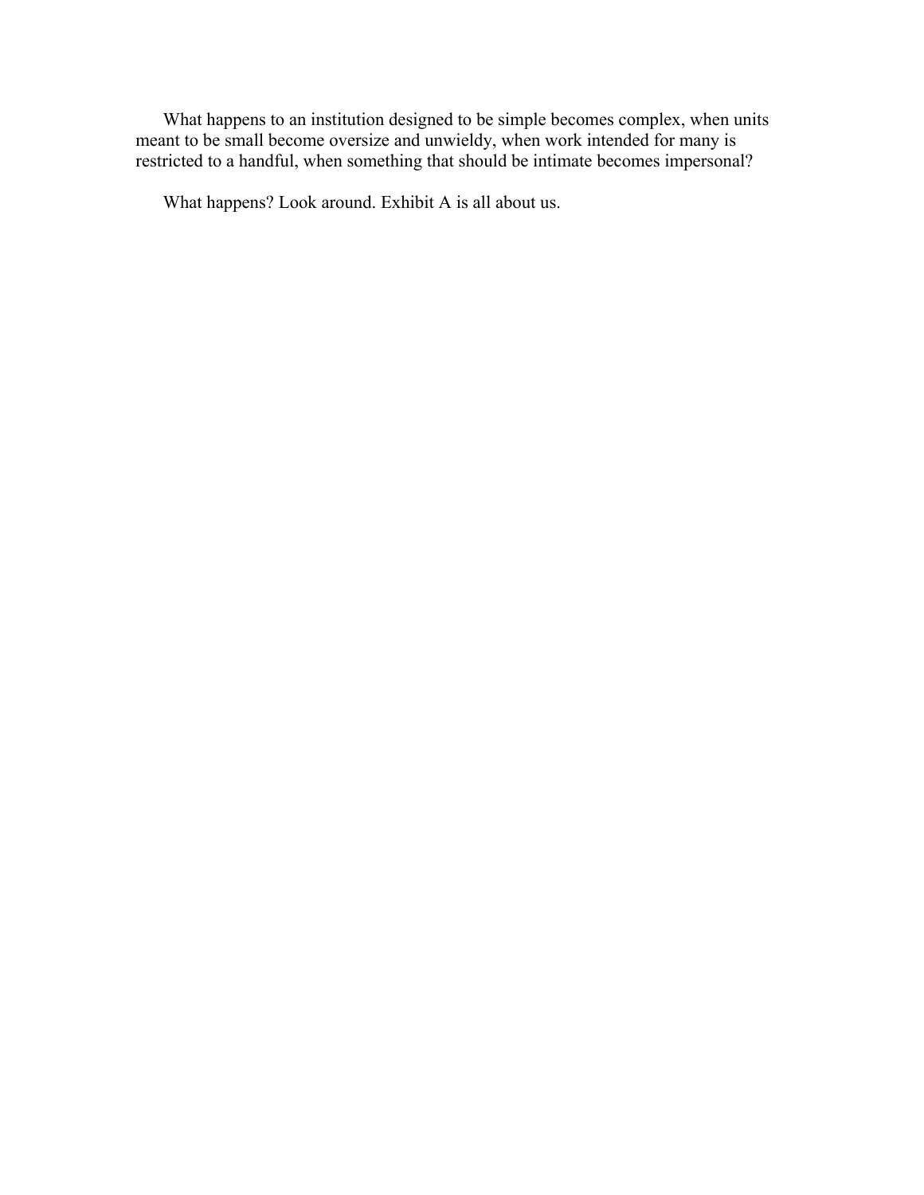What happens to an institution designed to be simple becomes complex, when units meant to be small become oversize and unwieldy, when work intended for many is restricted to a handful, when something that should be intimate becomes impersonal?

What happens? Look around. Exhibit A is all about us.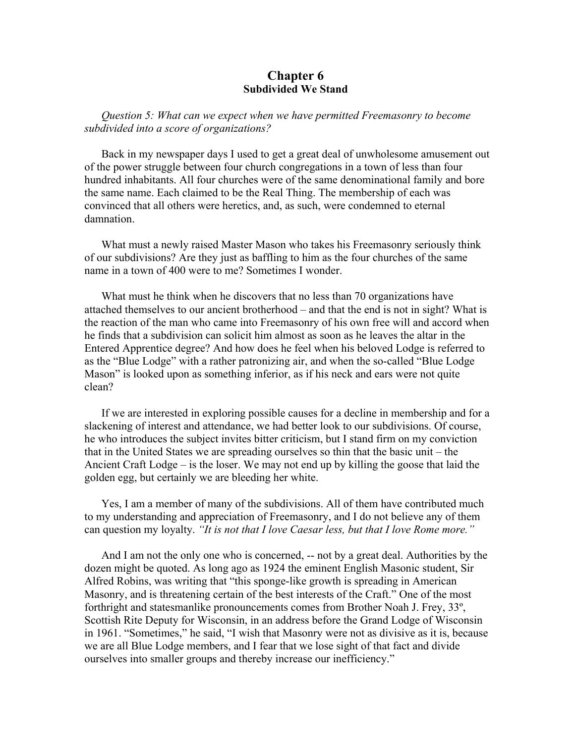# Chapter 6
## Subdivided We Stand

*Question 5: What can we expect when we have permitted Freemasonry to become subdivided into a score of organizations?*

Back in my newspaper days I used to get a great deal of unwholesome amusement out of the power struggle between four church congregations in a town of less than four hundred inhabitants. All four churches were of the same denominational family and bore the same name. Each claimed to be the Real Thing. The membership of each was convinced that all others were heretics, and, as such, were condemned to eternal damnation.

What must a newly raised Master Mason who takes his Freemasonry seriously think of our subdivisions? Are they just as baffling to him as the four churches of the same name in a town of 400 were to me? Sometimes I wonder.

What must he think when he discovers that no less than 70 organizations have attached themselves to our ancient brotherhood – and that the end is not in sight? What is the reaction of the man who came into Freemasonry of his own free will and accord when he finds that a subdivision can solicit him almost as soon as he leaves the altar in the Entered Apprentice degree? And how does he feel when his beloved Lodge is referred to as the "Blue Lodge" with a rather patronizing air, and when the so-called "Blue Lodge Mason" is looked upon as something inferior, as if his neck and ears were not quite clean?

If we are interested in exploring possible causes for a decline in membership and for a slackening of interest and attendance, we had better look to our subdivisions. Of course, he who introduces the subject invites bitter criticism, but I stand firm on my conviction that in the United States we are spreading ourselves so thin that the basic unit – the Ancient Craft Lodge – is the loser. We may not end up by killing the goose that laid the golden egg, but certainly we are bleeding her white.

Yes, I am a member of many of the subdivisions. All of them have contributed much to my understanding and appreciation of Freemasonry, and I do not believe any of them can question my loyalty. *"It is not that I love Caesar less, but that I love Rome more."*

And I am not the only one who is concerned, -- not by a great deal. Authorities by the dozen might be quoted. As long ago as 1924 the eminent English Masonic student, Sir Alfred Robins, was writing that "this sponge-like growth is spreading in American Masonry, and is threatening certain of the best interests of the Craft." One of the most forthright and statesmanlike pronouncements comes from Brother Noah J. Frey, 33º, Scottish Rite Deputy for Wisconsin, in an address before the Grand Lodge of Wisconsin in 1961. "Sometimes," he said, "I wish that Masonry were not as divisive as it is, because we are all Blue Lodge members, and I fear that we lose sight of that fact and divide ourselves into smaller groups and thereby increase our inefficiency."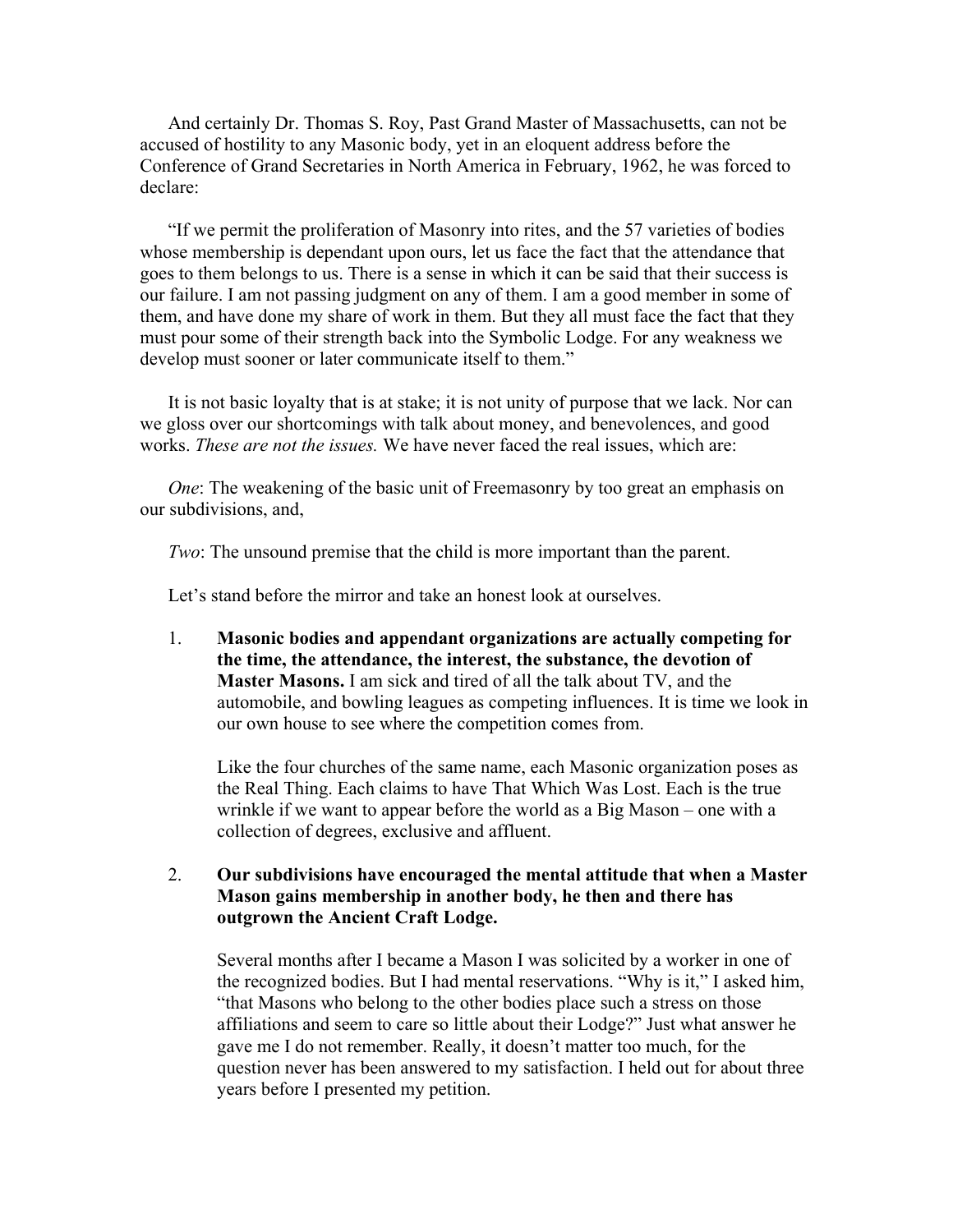And certainly Dr. Thomas S. Roy, Past Grand Master of Massachusetts, can not be accused of hostility to any Masonic body, yet in an eloquent address before the Conference of Grand Secretaries in North America in February, 1962, he was forced to declare:

"If we permit the proliferation of Masonry into rites, and the 57 varieties of bodies whose membership is dependant upon ours, let us face the fact that the attendance that goes to them belongs to us. There is a sense in which it can be said that their success is our failure. I am not passing judgment on any of them. I am a good member in some of them, and have done my share of work in them. But they all must face the fact that they must pour some of their strength back into the Symbolic Lodge. For any weakness we develop must sooner or later communicate itself to them."

It is not basic loyalty that is at stake; it is not unity of purpose that we lack. Nor can we gloss over our shortcomings with talk about money, and benevolences, and good works. *These are not the issues.* We have never faced the real issues, which are:

*One*: The weakening of the basic unit of Freemasonry by too great an emphasis on our subdivisions, and,

*Two*: The unsound premise that the child is more important than the parent.

Let's stand before the mirror and take an honest look at ourselves.

1. **Masonic bodies and appendant organizations are actually competing for the time, the attendance, the interest, the substance, the devotion of Master Masons.** I am sick and tired of all the talk about TV, and the automobile, and bowling leagues as competing influences. It is time we look in our own house to see where the competition comes from.

   Like the four churches of the same name, each Masonic organization poses as the Real Thing. Each claims to have That Which Was Lost. Each is the true wrinkle if we want to appear before the world as a Big Mason – one with a collection of degrees, exclusive and affluent.

2. **Our subdivisions have encouraged the mental attitude that when a Master Mason gains membership in another body, he then and there has outgrown the Ancient Craft Lodge.**

   Several months after I became a Mason I was solicited by a worker in one of the recognized bodies. But I had mental reservations. "Why is it," I asked him, "that Masons who belong to the other bodies place such a stress on those affiliations and seem to care so little about their Lodge?" Just what answer he gave me I do not remember. Really, it doesn't matter too much, for the question never has been answered to my satisfaction. I held out for about three years before I presented my petition.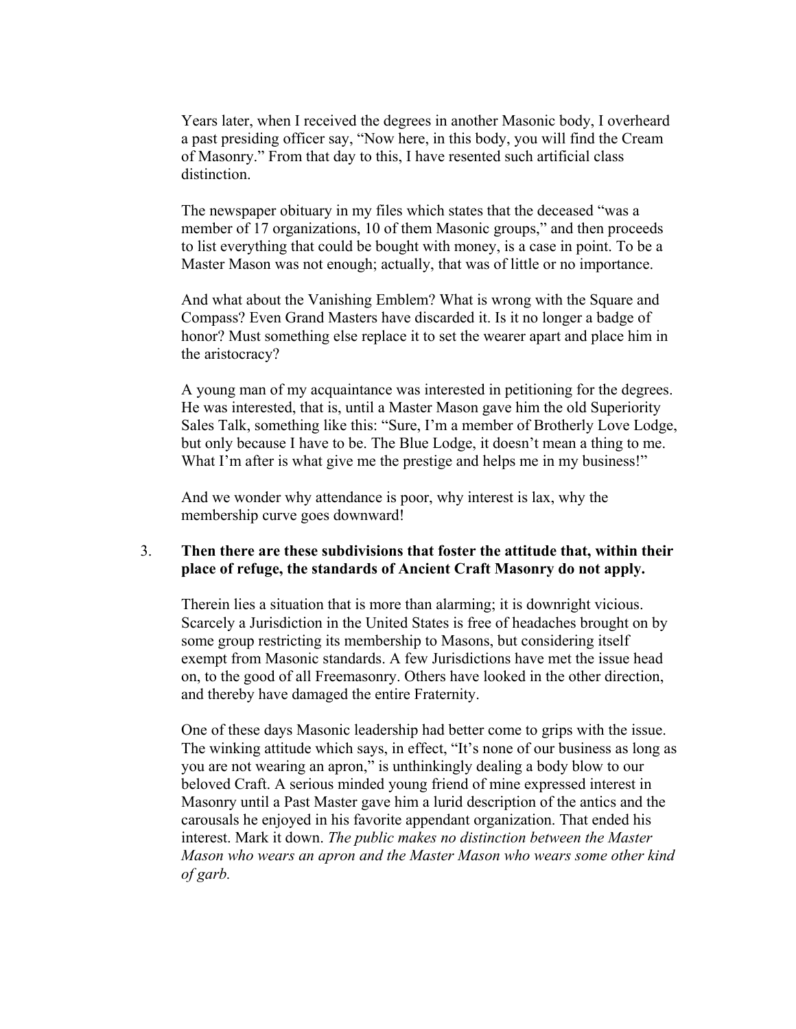Years later, when I received the degrees in another Masonic body, I overheard a past presiding officer say, "Now here, in this body, you will find the Cream of Masonry." From that day to this, I have resented such artificial class distinction.

The newspaper obituary in my files which states that the deceased "was a member of 17 organizations, 10 of them Masonic groups," and then proceeds to list everything that could be bought with money, is a case in point. To be a Master Mason was not enough; actually, that was of little or no importance.

And what about the Vanishing Emblem? What is wrong with the Square and Compass? Even Grand Masters have discarded it. Is it no longer a badge of honor? Must something else replace it to set the wearer apart and place him in the aristocracy?

A young man of my acquaintance was interested in petitioning for the degrees. He was interested, that is, until a Master Mason gave him the old Superiority Sales Talk, something like this: "Sure, I'm a member of Brotherly Love Lodge, but only because I have to be. The Blue Lodge, it doesn't mean a thing to me. What I'm after is what give me the prestige and helps me in my business!"

And we wonder why attendance is poor, why interest is lax, why the membership curve goes downward!

3. **Then there are these subdivisions that foster the attitude that, within their place of refuge, the standards of Ancient Craft Masonry do not apply.**

   Therein lies a situation that is more than alarming; it is downright vicious. Scarcely a Jurisdiction in the United States is free of headaches brought on by some group restricting its membership to Masons, but considering itself exempt from Masonic standards. A few Jurisdictions have met the issue head on, to the good of all Freemasonry. Others have looked in the other direction, and thereby have damaged the entire Fraternity.

   One of these days Masonic leadership had better come to grips with the issue. The winking attitude which says, in effect, "It's none of our business as long as you are not wearing an apron," is unthinkingly dealing a body blow to our beloved Craft. A serious minded young friend of mine expressed interest in Masonry until a Past Master gave him a lurid description of the antics and the carousals he enjoyed in his favorite appendant organization. That ended his interest. Mark it down. *The public makes no distinction between the Master Mason who wears an apron and the Master Mason who wears some other kind of garb.*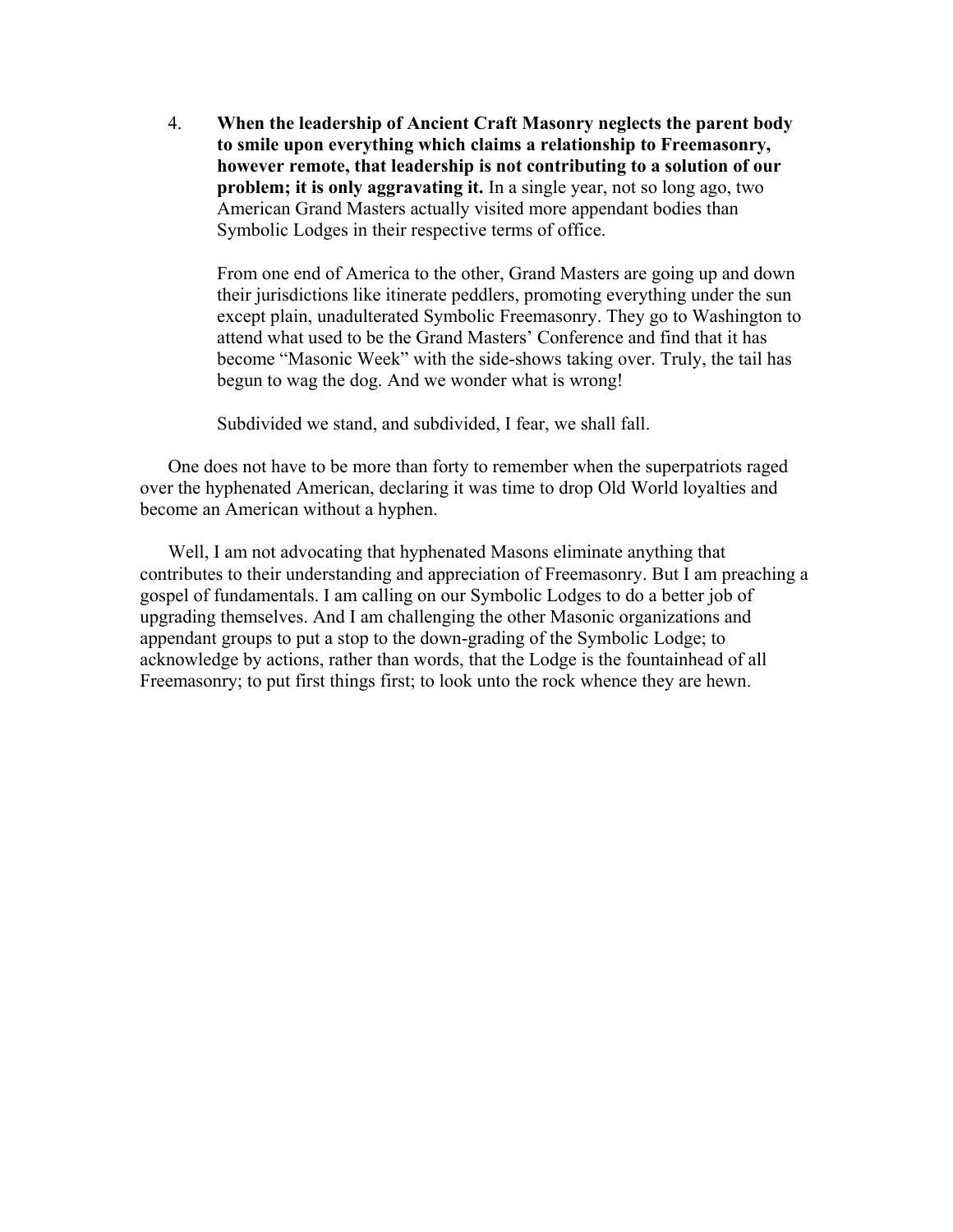4. **When the leadership of Ancient Craft Masonry neglects the parent body to smile upon everything which claims a relationship to Freemasonry, however remote, that leadership is not contributing to a solution of our problem; it is only aggravating it.** In a single year, not so long ago, two American Grand Masters actually visited more appendant bodies than Symbolic Lodges in their respective terms of office.

   From one end of America to the other, Grand Masters are going up and down their jurisdictions like itinerate peddlers, promoting everything under the sun except plain, unadulterated Symbolic Freemasonry. They go to Washington to attend what used to be the Grand Masters' Conference and find that it has become "Masonic Week" with the side-shows taking over. Truly, the tail has begun to wag the dog. And we wonder what is wrong!

   Subdivided we stand, and subdivided, I fear, we shall fall.

One does not have to be more than forty to remember when the superpatriots raged over the hyphenated American, declaring it was time to drop Old World loyalties and become an American without a hyphen.

Well, I am not advocating that hyphenated Masons eliminate anything that contributes to their understanding and appreciation of Freemasonry. But I am preaching a gospel of fundamentals. I am calling on our Symbolic Lodges to do a better job of upgrading themselves. And I am challenging the other Masonic organizations and appendant groups to put a stop to the down-grading of the Symbolic Lodge; to acknowledge by actions, rather than words, that the Lodge is the fountainhead of all Freemasonry; to put first things first; to look unto the rock whence they are hewn.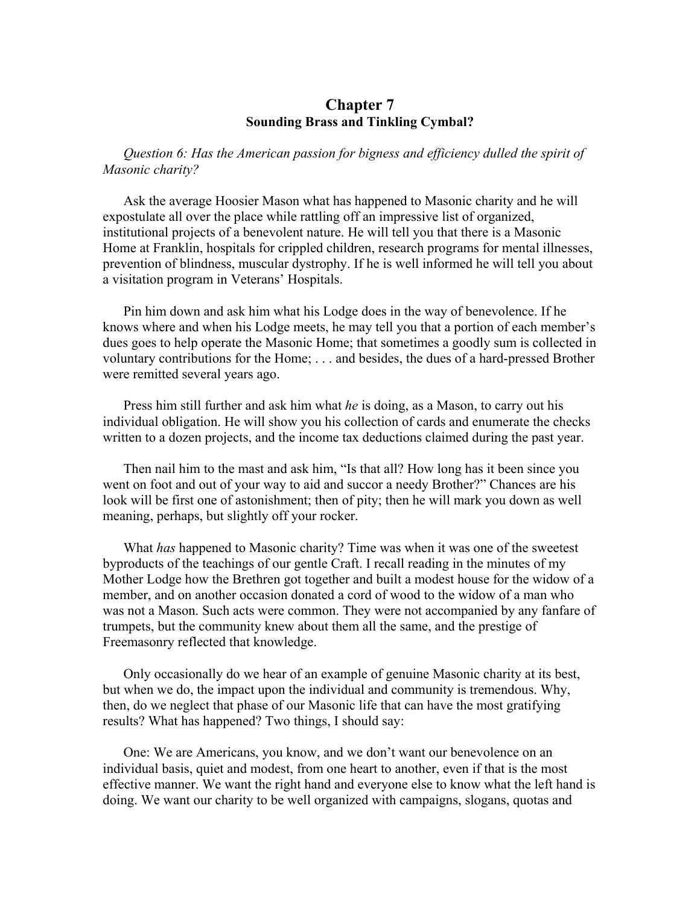# Chapter 7

## Sounding Brass and Tinkling Cymbal?

*Question 6: Has the American passion for bigness and efficiency dulled the spirit of Masonic charity?*

Ask the average Hoosier Mason what has happened to Masonic charity and he will expostulate all over the place while rattling off an impressive list of organized, institutional projects of a benevolent nature. He will tell you that there is a Masonic Home at Franklin, hospitals for crippled children, research programs for mental illnesses, prevention of blindness, muscular dystrophy. If he is well informed he will tell you about a visitation program in Veterans' Hospitals.

Pin him down and ask him what his Lodge does in the way of benevolence. If he knows where and when his Lodge meets, he may tell you that a portion of each member's dues goes to help operate the Masonic Home; that sometimes a goodly sum is collected in voluntary contributions for the Home; . . . and besides, the dues of a hard-pressed Brother were remitted several years ago.

Press him still further and ask him what *he* is doing, as a Mason, to carry out his individual obligation. He will show you his collection of cards and enumerate the checks written to a dozen projects, and the income tax deductions claimed during the past year.

Then nail him to the mast and ask him, "Is that all? How long has it been since you went on foot and out of your way to aid and succor a needy Brother?" Chances are his look will be first one of astonishment; then of pity; then he will mark you down as well meaning, perhaps, but slightly off your rocker.

What *has* happened to Masonic charity? Time was when it was one of the sweetest byproducts of the teachings of our gentle Craft. I recall reading in the minutes of my Mother Lodge how the Brethren got together and built a modest house for the widow of a member, and on another occasion donated a cord of wood to the widow of a man who was not a Mason. Such acts were common. They were not accompanied by any fanfare of trumpets, but the community knew about them all the same, and the prestige of Freemasonry reflected that knowledge.

Only occasionally do we hear of an example of genuine Masonic charity at its best, but when we do, the impact upon the individual and community is tremendous. Why, then, do we neglect that phase of our Masonic life that can have the most gratifying results? What has happened? Two things, I should say:

One: We are Americans, you know, and we don't want our benevolence on an individual basis, quiet and modest, from one heart to another, even if that is the most effective manner. We want the right hand and everyone else to know what the left hand is doing. We want our charity to be well organized with campaigns, slogans, quotas and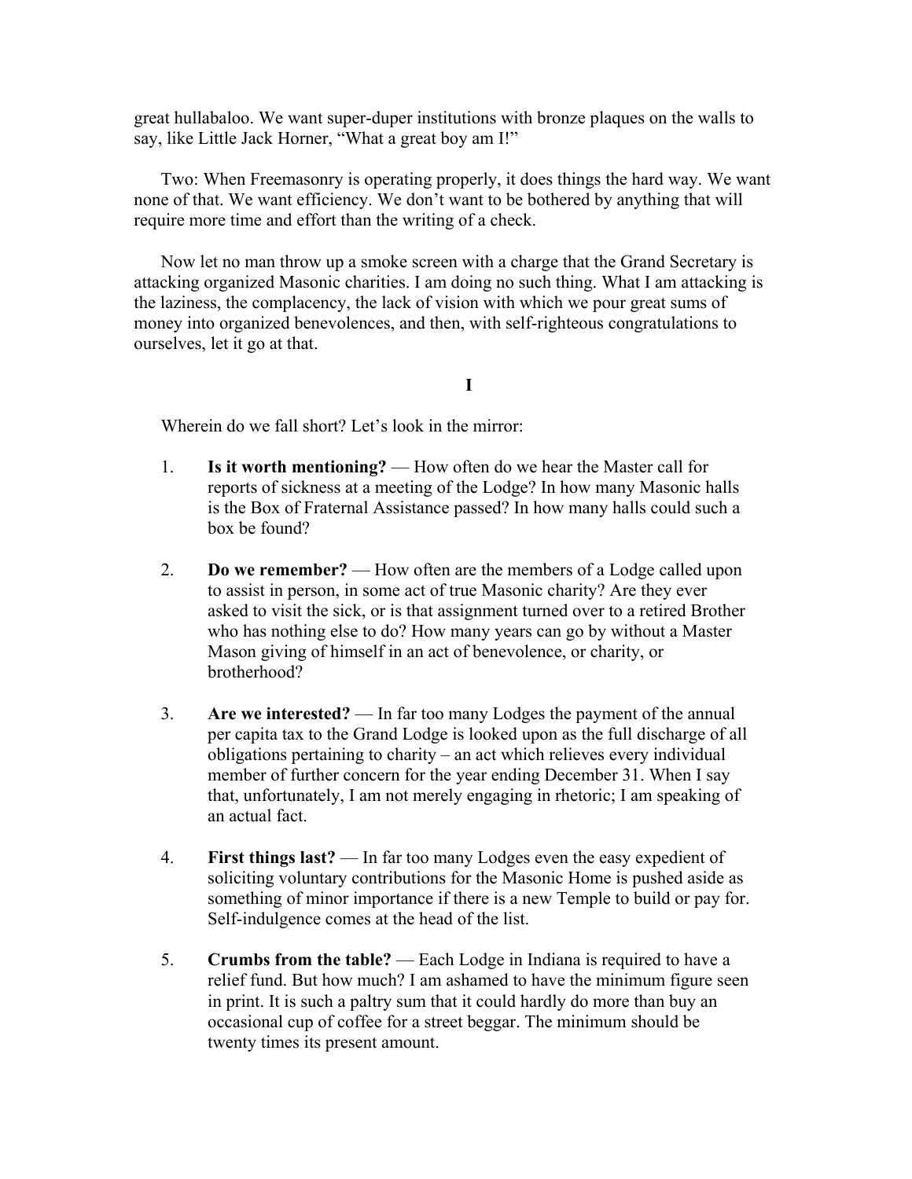great hullabaloo. We want super-duper institutions with bronze plaques on the walls to say, like Little Jack Horner, "What a great boy am I!"

Two: When Freemasonry is operating properly, it does things the hard way. We want none of that. We want efficiency. We don't want to be bothered by anything that will require more time and effort than the writing of a check.

Now let no man throw up a smoke screen with a charge that the Grand Secretary is attacking organized Masonic charities. I am doing no such thing. What I am attacking is the laziness, the complacency, the lack of vision with which we pour great sums of money into organized benevolences, and then, with self-righteous congratulations to ourselves, let it go at that.

**I**

Wherein do we fall short? Let's look in the mirror:

1. **Is it worth mentioning?** — How often do we hear the Master call for reports of sickness at a meeting of the Lodge? In how many Masonic halls is the Box of Fraternal Assistance passed? In how many halls could such a box be found?

2. **Do we remember?** — How often are the members of a Lodge called upon to assist in person, in some act of true Masonic charity? Are they ever asked to visit the sick, or is that assignment turned over to a retired Brother who has nothing else to do? How many years can go by without a Master Mason giving of himself in an act of benevolence, or charity, or brotherhood?

3. **Are we interested?** — In far too many Lodges the payment of the annual per capita tax to the Grand Lodge is looked upon as the full discharge of all obligations pertaining to charity – an act which relieves every individual member of further concern for the year ending December 31. When I say that, unfortunately, I am not merely engaging in rhetoric; I am speaking of an actual fact.

4. **First things last?** — In far too many Lodges even the easy expedient of soliciting voluntary contributions for the Masonic Home is pushed aside as something of minor importance if there is a new Temple to build or pay for. Self-indulgence comes at the head of the list.

5. **Crumbs from the table?** — Each Lodge in Indiana is required to have a relief fund. But how much? I am ashamed to have the minimum figure seen in print. It is such a paltry sum that it could hardly do more than buy an occasional cup of coffee for a street beggar. The minimum should be twenty times its present amount.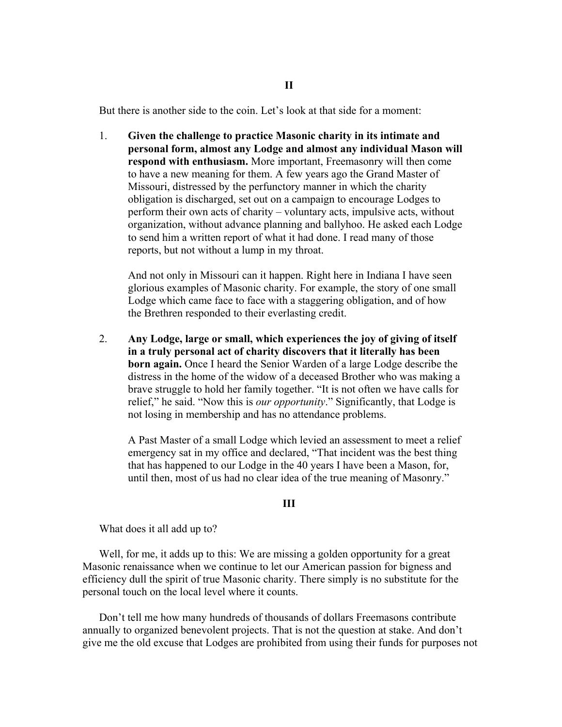## II

But there is another side to the coin. Let's look at that side for a moment:

1. **Given the challenge to practice Masonic charity in its intimate and personal form, almost any Lodge and almost any individual Mason will respond with enthusiasm.** More important, Freemasonry will then come to have a new meaning for them. A few years ago the Grand Master of Missouri, distressed by the perfunctory manner in which the charity obligation is discharged, set out on a campaign to encourage Lodges to perform their own acts of charity – voluntary acts, impulsive acts, without organization, without advance planning and ballyhoo. He asked each Lodge to send him a written report of what it had done. I read many of those reports, but not without a lump in my throat.

   And not only in Missouri can it happen. Right here in Indiana I have seen glorious examples of Masonic charity. For example, the story of one small Lodge which came face to face with a staggering obligation, and of how the Brethren responded to their everlasting credit.

2. **Any Lodge, large or small, which experiences the joy of giving of itself in a truly personal act of charity discovers that it literally has been born again.** Once I heard the Senior Warden of a large Lodge describe the distress in the home of the widow of a deceased Brother who was making a brave struggle to hold her family together. "It is not often we have calls for relief," he said. "Now this is *our opportunity*." Significantly, that Lodge is not losing in membership and has no attendance problems.

   A Past Master of a small Lodge which levied an assessment to meet a relief emergency sat in my office and declared, "That incident was the best thing that has happened to our Lodge in the 40 years I have been a Mason, for, until then, most of us had no clear idea of the true meaning of Masonry."

## III

What does it all add up to?

Well, for me, it adds up to this: We are missing a golden opportunity for a great Masonic renaissance when we continue to let our American passion for bigness and efficiency dull the spirit of true Masonic charity. There simply is no substitute for the personal touch on the local level where it counts.

Don't tell me how many hundreds of thousands of dollars Freemasons contribute annually to organized benevolent projects. That is not the question at stake. And don't give me the old excuse that Lodges are prohibited from using their funds for purposes not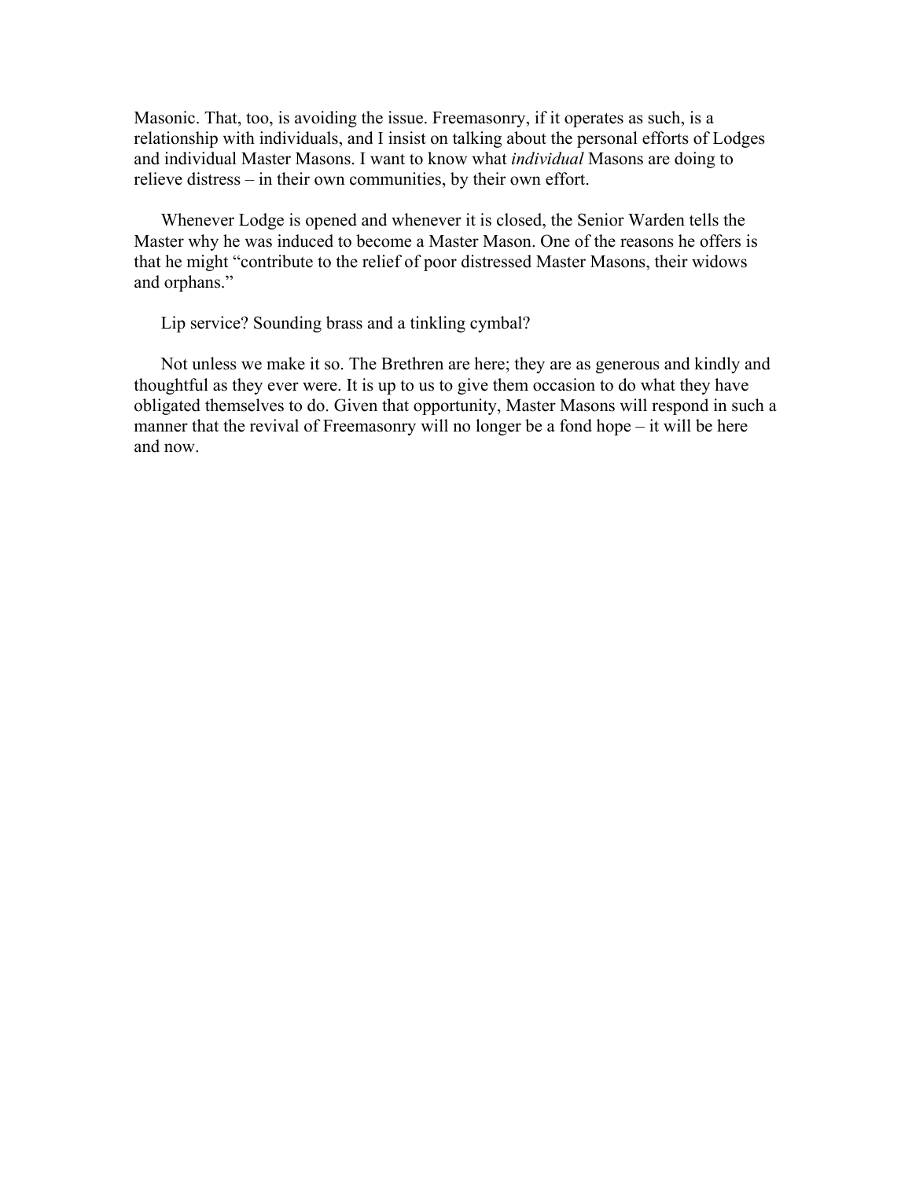Masonic. That, too, is avoiding the issue. Freemasonry, if it operates as such, is a relationship with individuals, and I insist on talking about the personal efforts of Lodges and individual Master Masons. I want to know what *individual* Masons are doing to relieve distress – in their own communities, by their own effort.

Whenever Lodge is opened and whenever it is closed, the Senior Warden tells the Master why he was induced to become a Master Mason. One of the reasons he offers is that he might "contribute to the relief of poor distressed Master Masons, their widows and orphans."

Lip service? Sounding brass and a tinkling cymbal?

Not unless we make it so. The Brethren are here; they are as generous and kindly and thoughtful as they ever were. It is up to us to give them occasion to do what they have obligated themselves to do. Given that opportunity, Master Masons will respond in such a manner that the revival of Freemasonry will no longer be a fond hope – it will be here and now.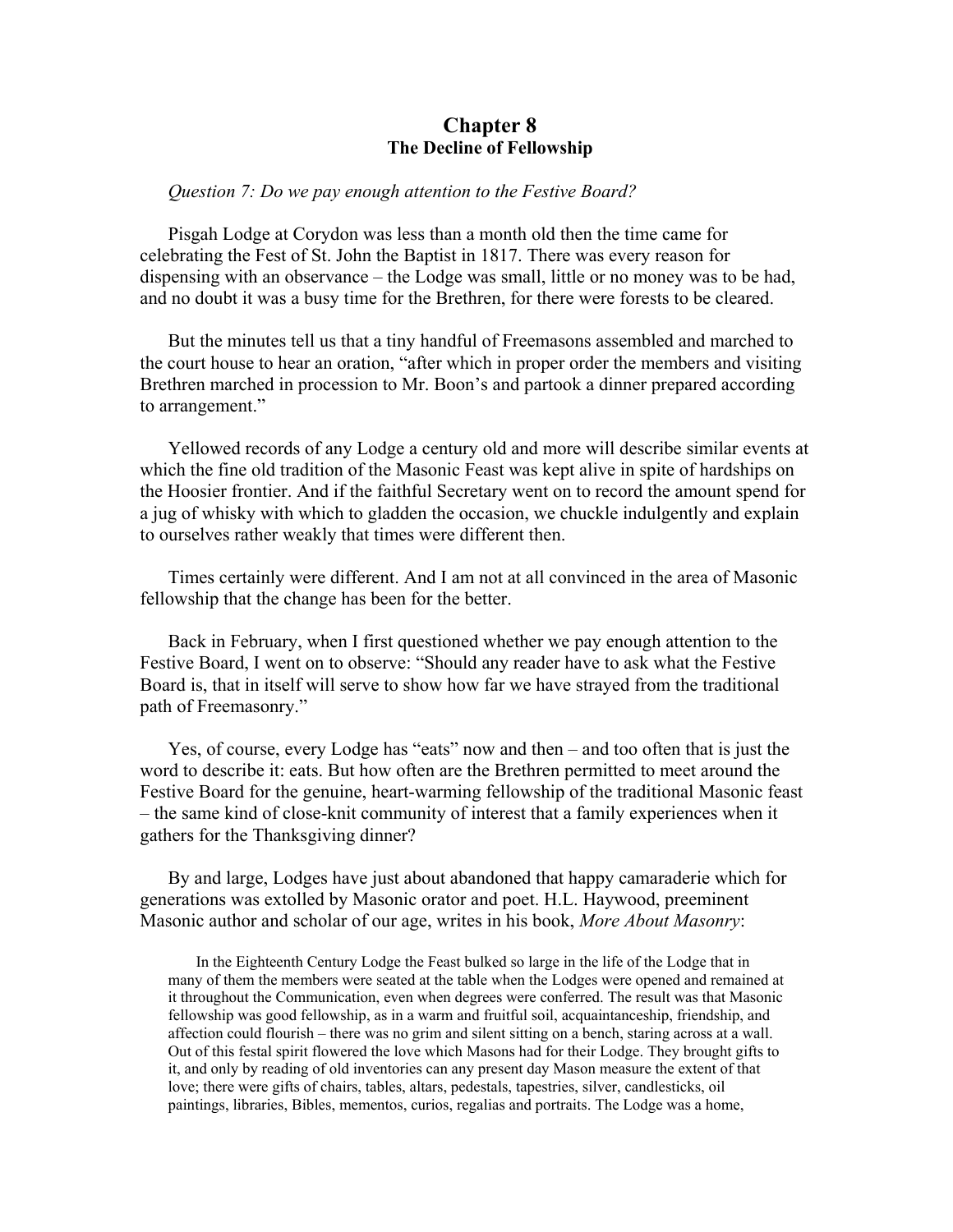# Chapter 8
## The Decline of Fellowship

*Question 7: Do we pay enough attention to the Festive Board?*

Pisgah Lodge at Corydon was less than a month old then the time came for celebrating the Fest of St. John the Baptist in 1817. There was every reason for dispensing with an observance – the Lodge was small, little or no money was to be had, and no doubt it was a busy time for the Brethren, for there were forests to be cleared.

But the minutes tell us that a tiny handful of Freemasons assembled and marched to the court house to hear an oration, "after which in proper order the members and visiting Brethren marched in procession to Mr. Boon's and partook a dinner prepared according to arrangement."

Yellowed records of any Lodge a century old and more will describe similar events at which the fine old tradition of the Masonic Feast was kept alive in spite of hardships on the Hoosier frontier. And if the faithful Secretary went on to record the amount spend for a jug of whisky with which to gladden the occasion, we chuckle indulgently and explain to ourselves rather weakly that times were different then.

Times certainly were different. And I am not at all convinced in the area of Masonic fellowship that the change has been for the better.

Back in February, when I first questioned whether we pay enough attention to the Festive Board, I went on to observe: "Should any reader have to ask what the Festive Board is, that in itself will serve to show how far we have strayed from the traditional path of Freemasonry."

Yes, of course, every Lodge has "eats" now and then – and too often that is just the word to describe it: eats. But how often are the Brethren permitted to meet around the Festive Board for the genuine, heart-warming fellowship of the traditional Masonic feast – the same kind of close-knit community of interest that a family experiences when it gathers for the Thanksgiving dinner?

By and large, Lodges have just about abandoned that happy camaraderie which for generations was extolled by Masonic orator and poet. H.L. Haywood, preeminent Masonic author and scholar of our age, writes in his book, *More About Masonry*:

> In the Eighteenth Century Lodge the Feast bulked so large in the life of the Lodge that in many of them the members were seated at the table when the Lodges were opened and remained at it throughout the Communication, even when degrees were conferred. The result was that Masonic fellowship was good fellowship, as in a warm and fruitful soil, acquaintanceship, friendship, and affection could flourish – there was no grim and silent sitting on a bench, staring across at a wall. Out of this festal spirit flowered the love which Masons had for their Lodge. They brought gifts to it, and only by reading of old inventories can any present day Mason measure the extent of that love; there were gifts of chairs, tables, altars, pedestals, tapestries, silver, candlesticks, oil paintings, libraries, Bibles, mementos, curios, regalias and portraits. The Lodge was a home,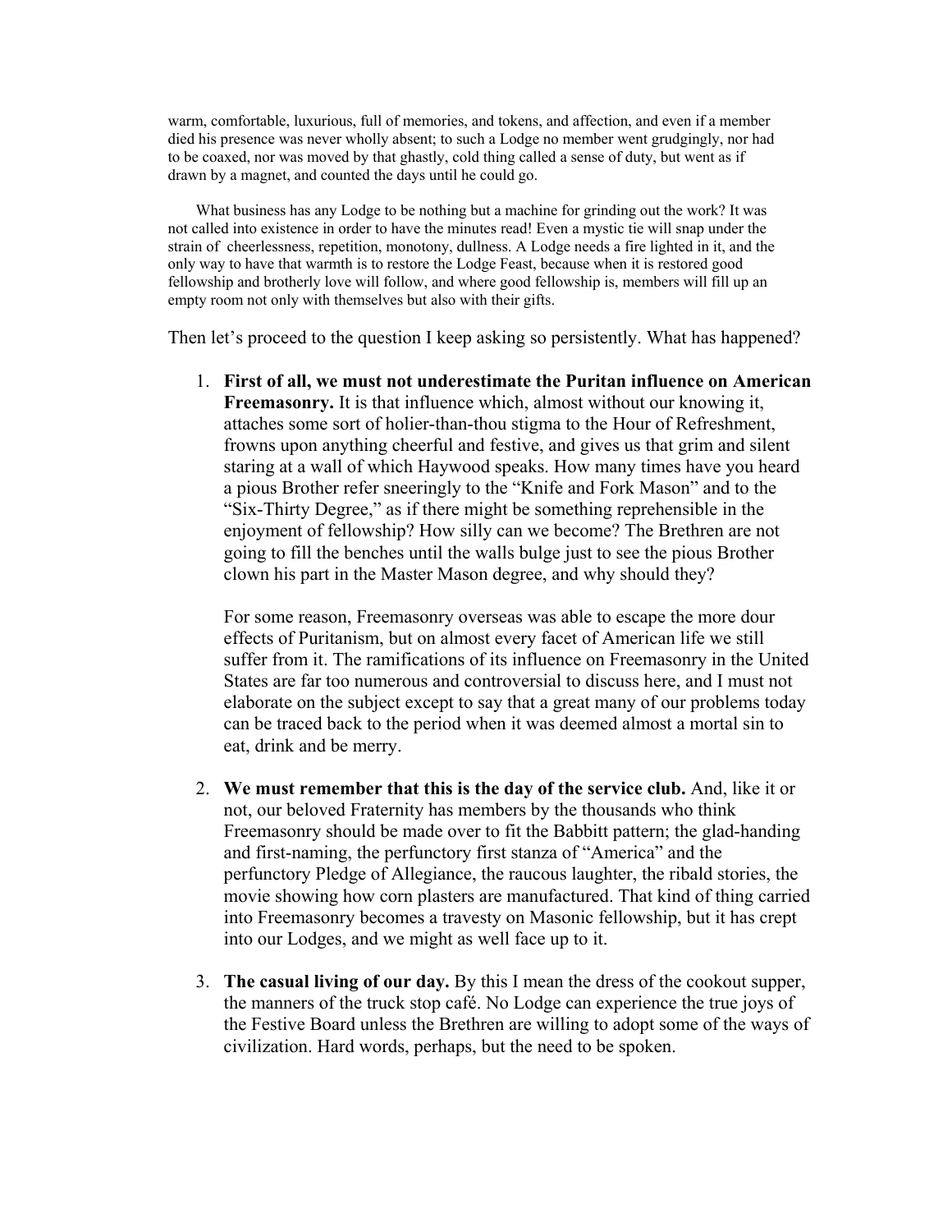warm, comfortable, luxurious, full of memories, and tokens, and affection, and even if a member died his presence was never wholly absent; to such a Lodge no member went grudgingly, nor had to be coaxed, nor was moved by that ghastly, cold thing called a sense of duty, but went as if drawn by a magnet, and counted the days until he could go.

What business has any Lodge to be nothing but a machine for grinding out the work? It was not called into existence in order to have the minutes read! Even a mystic tie will snap under the strain of cheerlessness, repetition, monotony, dullness. A Lodge needs a fire lighted in it, and the only way to have that warmth is to restore the Lodge Feast, because when it is restored good fellowship and brotherly love will follow, and where good fellowship is, members will fill up an empty room not only with themselves but also with their gifts.

Then let's proceed to the question I keep asking so persistently. What has happened?

1. **First of all, we must not underestimate the Puritan influence on American Freemasonry.** It is that influence which, almost without our knowing it, attaches some sort of holier-than-thou stigma to the Hour of Refreshment, frowns upon anything cheerful and festive, and gives us that grim and silent staring at a wall of which Haywood speaks. How many times have you heard a pious Brother refer sneeringly to the "Knife and Fork Mason" and to the "Six-Thirty Degree," as if there might be something reprehensible in the enjoyment of fellowship? How silly can we become? The Brethren are not going to fill the benches until the walls bulge just to see the pious Brother clown his part in the Master Mason degree, and why should they?

   For some reason, Freemasonry overseas was able to escape the more dour effects of Puritanism, but on almost every facet of American life we still suffer from it. The ramifications of its influence on Freemasonry in the United States are far too numerous and controversial to discuss here, and I must not elaborate on the subject except to say that a great many of our problems today can be traced back to the period when it was deemed almost a mortal sin to eat, drink and be merry.

2. **We must remember that this is the day of the service club.** And, like it or not, our beloved Fraternity has members by the thousands who think Freemasonry should be made over to fit the Babbitt pattern; the glad-handing and first-naming, the perfunctory first stanza of "America" and the perfunctory Pledge of Allegiance, the raucous laughter, the ribald stories, the movie showing how corn plasters are manufactured. That kind of thing carried into Freemasonry becomes a travesty on Masonic fellowship, but it has crept into our Lodges, and we might as well face up to it.

3. **The casual living of our day.** By this I mean the dress of the cookout supper, the manners of the truck stop café. No Lodge can experience the true joys of the Festive Board unless the Brethren are willing to adopt some of the ways of civilization. Hard words, perhaps, but the need to be spoken.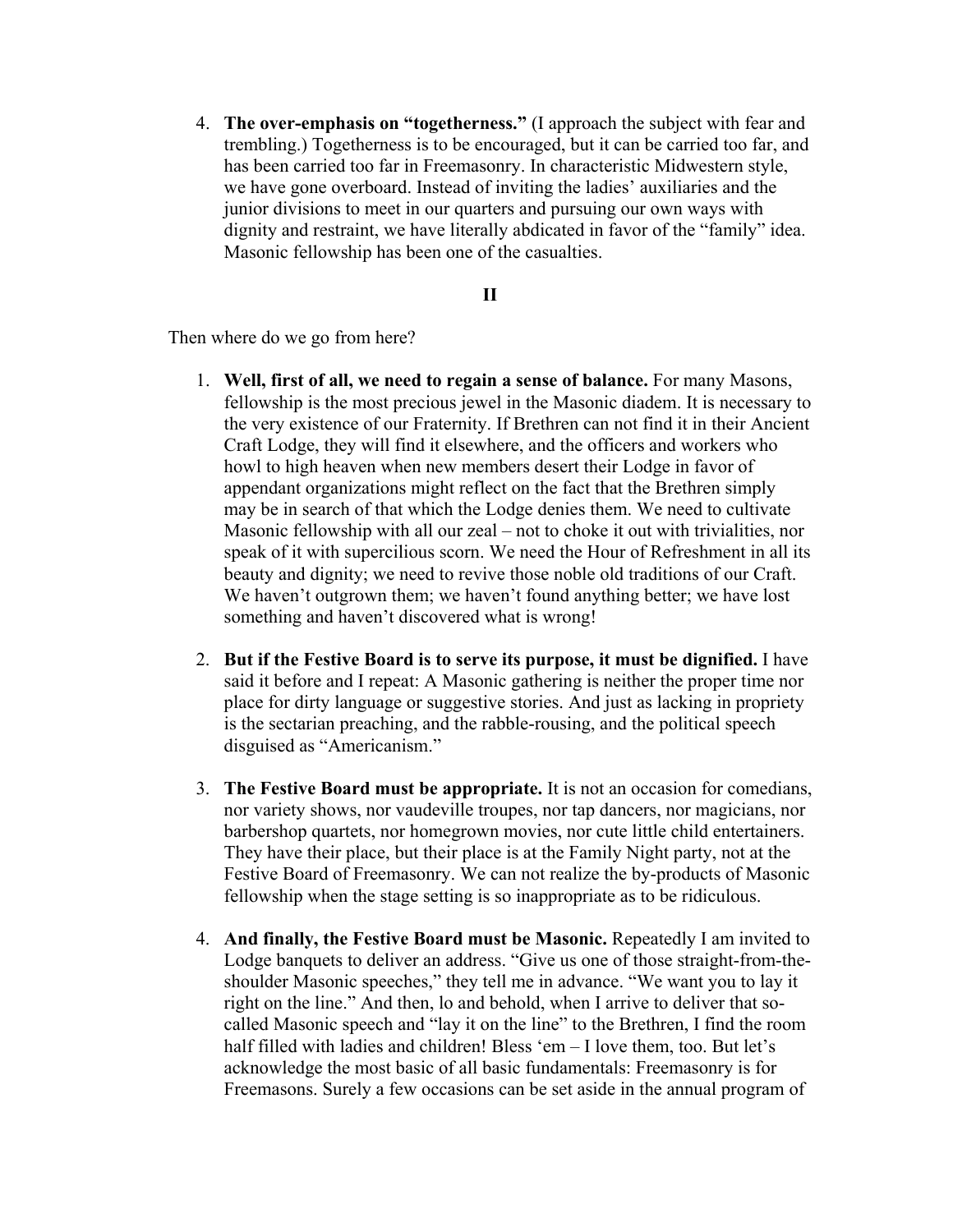4. **The over-emphasis on "togetherness."** (I approach the subject with fear and trembling.) Togetherness is to be encouraged, but it can be carried too far, and has been carried too far in Freemasonry. In characteristic Midwestern style, we have gone overboard. Instead of inviting the ladies' auxiliaries and the junior divisions to meet in our quarters and pursuing our own ways with dignity and restraint, we have literally abdicated in favor of the "family" idea. Masonic fellowship has been one of the casualties.

## II

Then where do we go from here?

1. **Well, first of all, we need to regain a sense of balance.** For many Masons, fellowship is the most precious jewel in the Masonic diadem. It is necessary to the very existence of our Fraternity. If Brethren can not find it in their Ancient Craft Lodge, they will find it elsewhere, and the officers and workers who howl to high heaven when new members desert their Lodge in favor of appendant organizations might reflect on the fact that the Brethren simply may be in search of that which the Lodge denies them. We need to cultivate Masonic fellowship with all our zeal – not to choke it out with trivialities, nor speak of it with supercilious scorn. We need the Hour of Refreshment in all its beauty and dignity; we need to revive those noble old traditions of our Craft. We haven't outgrown them; we haven't found anything better; we have lost something and haven't discovered what is wrong!

2. **But if the Festive Board is to serve its purpose, it must be dignified.** I have said it before and I repeat: A Masonic gathering is neither the proper time nor place for dirty language or suggestive stories. And just as lacking in propriety is the sectarian preaching, and the rabble-rousing, and the political speech disguised as "Americanism."

3. **The Festive Board must be appropriate.** It is not an occasion for comedians, nor variety shows, nor vaudeville troupes, nor tap dancers, nor magicians, nor barbershop quartets, nor homegrown movies, nor cute little child entertainers. They have their place, but their place is at the Family Night party, not at the Festive Board of Freemasonry. We can not realize the by-products of Masonic fellowship when the stage setting is so inappropriate as to be ridiculous.

4. **And finally, the Festive Board must be Masonic.** Repeatedly I am invited to Lodge banquets to deliver an address. "Give us one of those straight-from-the-shoulder Masonic speeches," they tell me in advance. "We want you to lay it right on the line." And then, lo and behold, when I arrive to deliver that so-called Masonic speech and "lay it on the line" to the Brethren, I find the room half filled with ladies and children! Bless 'em – I love them, too. But let's acknowledge the most basic of all basic fundamentals: Freemasonry is for Freemasons. Surely a few occasions can be set aside in the annual program of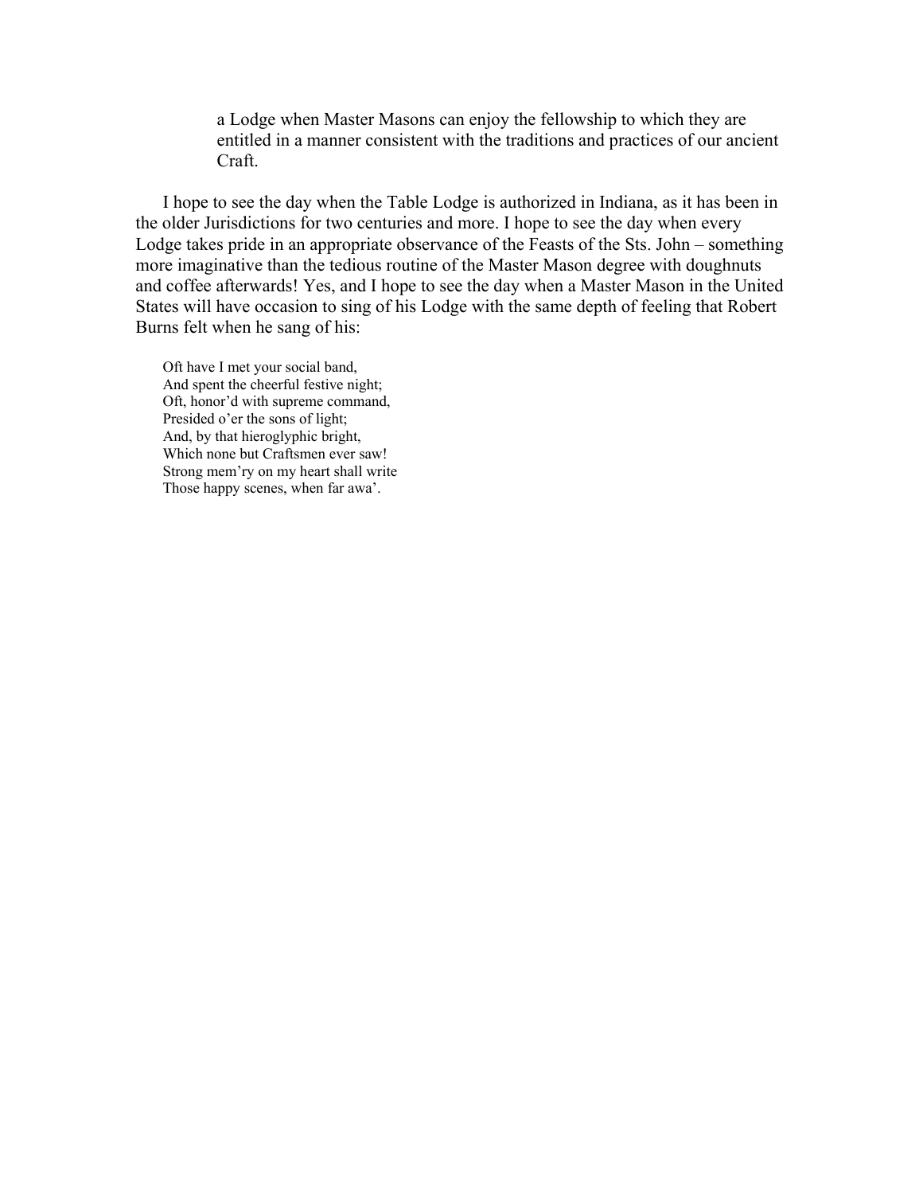> a Lodge when Master Masons can enjoy the fellowship to which they are entitled in a manner consistent with the traditions and practices of our ancient Craft.

I hope to see the day when the Table Lodge is authorized in Indiana, as it has been in the older Jurisdictions for two centuries and more. I hope to see the day when every Lodge takes pride in an appropriate observance of the Feasts of the Sts. John – something more imaginative than the tedious routine of the Master Mason degree with doughnuts and coffee afterwards! Yes, and I hope to see the day when a Master Mason in the United States will have occasion to sing of his Lodge with the same depth of feeling that Robert Burns felt when he sang of his:

> Oft have I met your social band,
> And spent the cheerful festive night;
> Oft, honor'd with supreme command,
> Presided o'er the sons of light;
> And, by that hieroglyphic bright,
> Which none but Craftsmen ever saw!
> Strong mem'ry on my heart shall write
> Those happy scenes, when far awa'.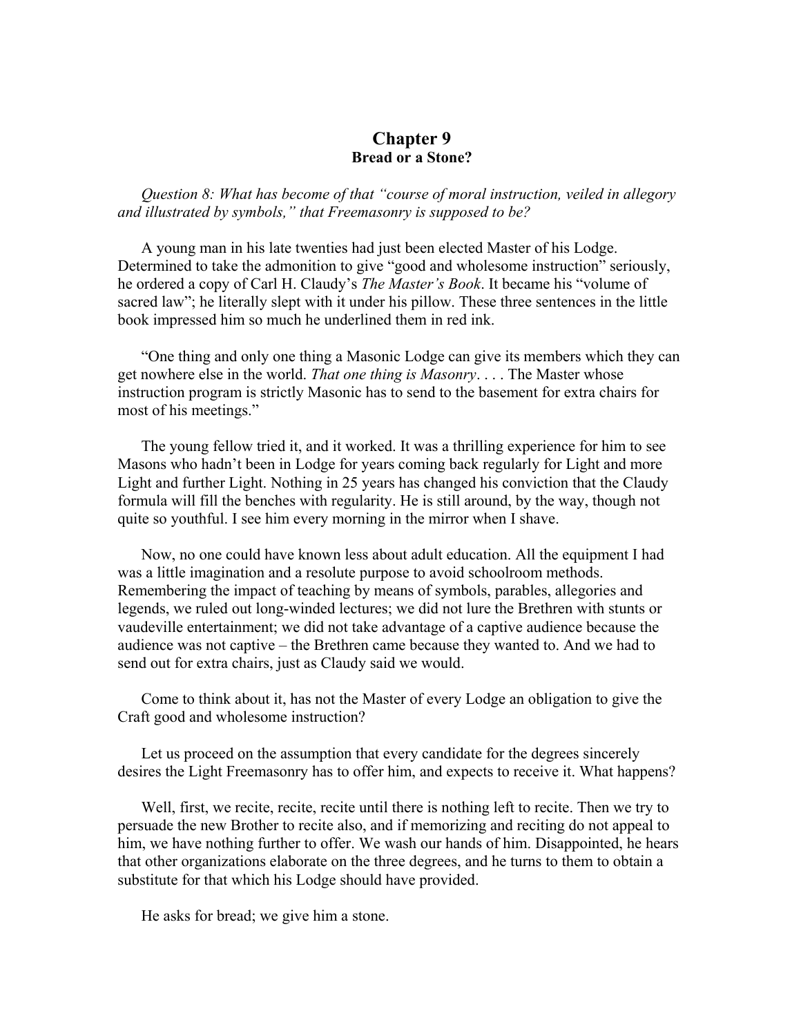# Chapter 9
## Bread or a Stone?

*Question 8: What has become of that "course of moral instruction, veiled in allegory and illustrated by symbols," that Freemasonry is supposed to be?*

A young man in his late twenties had just been elected Master of his Lodge. Determined to take the admonition to give "good and wholesome instruction" seriously, he ordered a copy of Carl H. Claudy's *The Master's Book*. It became his "volume of sacred law"; he literally slept with it under his pillow. These three sentences in the little book impressed him so much he underlined them in red ink.

"One thing and only one thing a Masonic Lodge can give its members which they can get nowhere else in the world. *That one thing is Masonry*. . . . The Master whose instruction program is strictly Masonic has to send to the basement for extra chairs for most of his meetings."

The young fellow tried it, and it worked. It was a thrilling experience for him to see Masons who hadn't been in Lodge for years coming back regularly for Light and more Light and further Light. Nothing in 25 years has changed his conviction that the Claudy formula will fill the benches with regularity. He is still around, by the way, though not quite so youthful. I see him every morning in the mirror when I shave.

Now, no one could have known less about adult education. All the equipment I had was a little imagination and a resolute purpose to avoid schoolroom methods. Remembering the impact of teaching by means of symbols, parables, allegories and legends, we ruled out long-winded lectures; we did not lure the Brethren with stunts or vaudeville entertainment; we did not take advantage of a captive audience because the audience was not captive – the Brethren came because they wanted to. And we had to send out for extra chairs, just as Claudy said we would.

Come to think about it, has not the Master of every Lodge an obligation to give the Craft good and wholesome instruction?

Let us proceed on the assumption that every candidate for the degrees sincerely desires the Light Freemasonry has to offer him, and expects to receive it. What happens?

Well, first, we recite, recite, recite until there is nothing left to recite. Then we try to persuade the new Brother to recite also, and if memorizing and reciting do not appeal to him, we have nothing further to offer. We wash our hands of him. Disappointed, he hears that other organizations elaborate on the three degrees, and he turns to them to obtain a substitute for that which his Lodge should have provided.

He asks for bread; we give him a stone.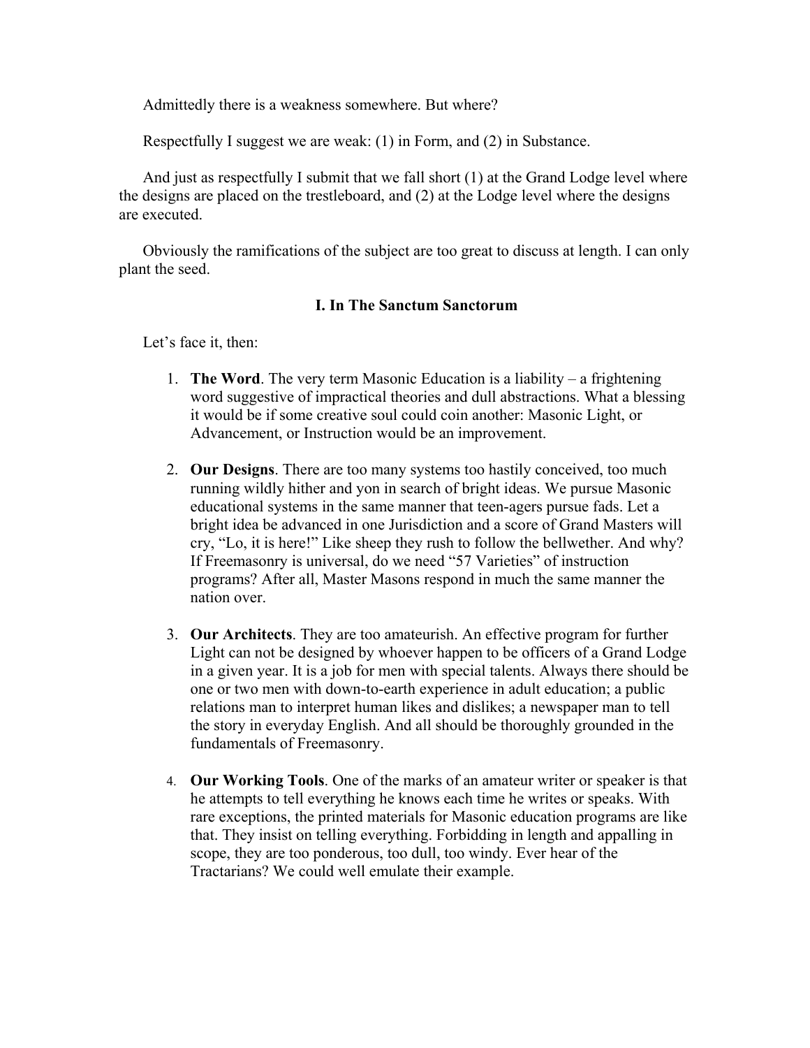Admittedly there is a weakness somewhere. But where?

Respectfully I suggest we are weak: (1) in Form, and (2) in Substance.

And just as respectfully I submit that we fall short (1) at the Grand Lodge level where the designs are placed on the trestleboard, and (2) at the Lodge level where the designs are executed.

Obviously the ramifications of the subject are too great to discuss at length. I can only plant the seed.

### I. In The Sanctum Sanctorum

Let's face it, then:

1. **The Word**. The very term Masonic Education is a liability – a frightening word suggestive of impractical theories and dull abstractions. What a blessing it would be if some creative soul could coin another: Masonic Light, or Advancement, or Instruction would be an improvement.

2. **Our Designs**. There are too many systems too hastily conceived, too much running wildly hither and yon in search of bright ideas. We pursue Masonic educational systems in the same manner that teen-agers pursue fads. Let a bright idea be advanced in one Jurisdiction and a score of Grand Masters will cry, "Lo, it is here!" Like sheep they rush to follow the bellwether. And why? If Freemasonry is universal, do we need "57 Varieties" of instruction programs? After all, Master Masons respond in much the same manner the nation over.

3. **Our Architects**. They are too amateurish. An effective program for further Light can not be designed by whoever happen to be officers of a Grand Lodge in a given year. It is a job for men with special talents. Always there should be one or two men with down-to-earth experience in adult education; a public relations man to interpret human likes and dislikes; a newspaper man to tell the story in everyday English. And all should be thoroughly grounded in the fundamentals of Freemasonry.

4. **Our Working Tools**. One of the marks of an amateur writer or speaker is that he attempts to tell everything he knows each time he writes or speaks. With rare exceptions, the printed materials for Masonic education programs are like that. They insist on telling everything. Forbidding in length and appalling in scope, they are too ponderous, too dull, too windy. Ever hear of the Tractarians? We could well emulate their example.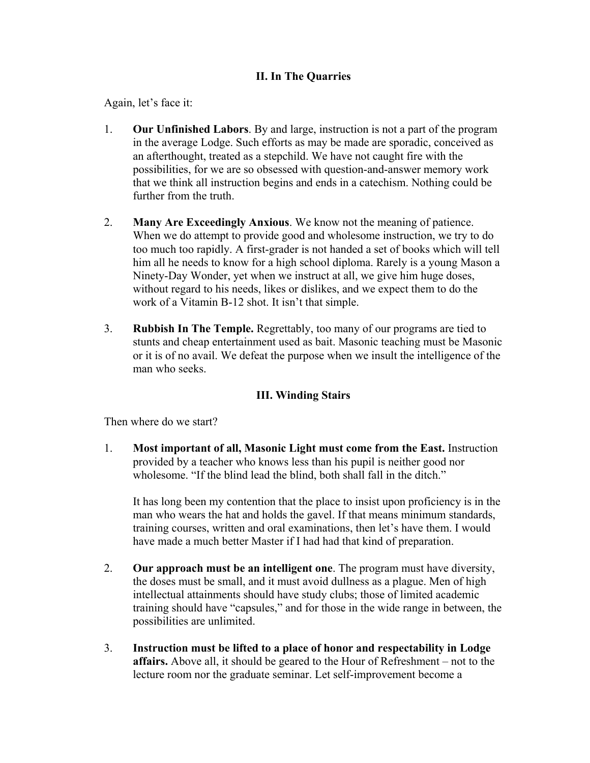## II. In The Quarries

Again, let's face it:

1. **Our Unfinished Labors**. By and large, instruction is not a part of the program in the average Lodge. Such efforts as may be made are sporadic, conceived as an afterthought, treated as a stepchild. We have not caught fire with the possibilities, for we are so obsessed with question-and-answer memory work that we think all instruction begins and ends in a catechism. Nothing could be further from the truth.

2. **Many Are Exceedingly Anxious**. We know not the meaning of patience. When we do attempt to provide good and wholesome instruction, we try to do too much too rapidly. A first-grader is not handed a set of books which will tell him all he needs to know for a high school diploma. Rarely is a young Mason a Ninety-Day Wonder, yet when we instruct at all, we give him huge doses, without regard to his needs, likes or dislikes, and we expect them to do the work of a Vitamin B-12 shot. It isn't that simple.

3. **Rubbish In The Temple.** Regrettably, too many of our programs are tied to stunts and cheap entertainment used as bait. Masonic teaching must be Masonic or it is of no avail. We defeat the purpose when we insult the intelligence of the man who seeks.

## III. Winding Stairs

Then where do we start?

1. **Most important of all, Masonic Light must come from the East.** Instruction provided by a teacher who knows less than his pupil is neither good nor wholesome. "If the blind lead the blind, both shall fall in the ditch."

   It has long been my contention that the place to insist upon proficiency is in the man who wears the hat and holds the gavel. If that means minimum standards, training courses, written and oral examinations, then let's have them. I would have made a much better Master if I had had that kind of preparation.

2. **Our approach must be an intelligent one**. The program must have diversity, the doses must be small, and it must avoid dullness as a plague. Men of high intellectual attainments should have study clubs; those of limited academic training should have "capsules," and for those in the wide range in between, the possibilities are unlimited.

3. **Instruction must be lifted to a place of honor and respectability in Lodge affairs.** Above all, it should be geared to the Hour of Refreshment – not to the lecture room nor the graduate seminar. Let self-improvement become a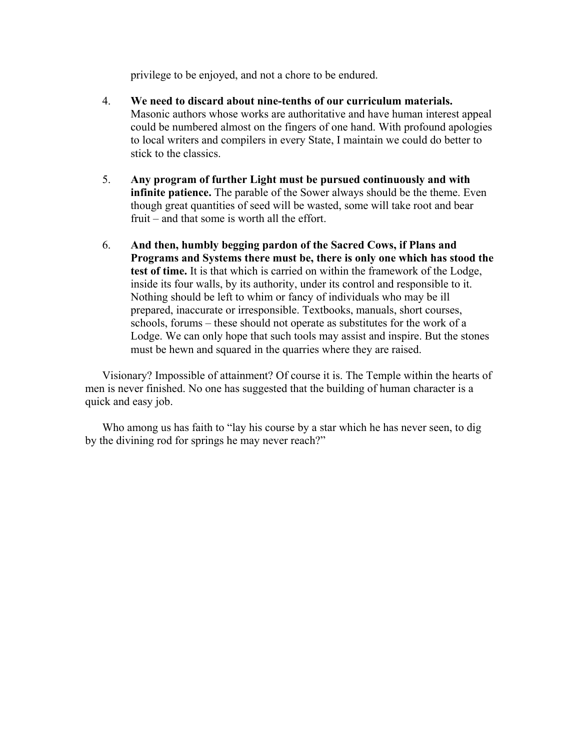privilege to be enjoyed, and not a chore to be endured.

4. **We need to discard about nine-tenths of our curriculum materials.** Masonic authors whose works are authoritative and have human interest appeal could be numbered almost on the fingers of one hand. With profound apologies to local writers and compilers in every State, I maintain we could do better to stick to the classics.

5. **Any program of further Light must be pursued continuously and with infinite patience.** The parable of the Sower always should be the theme. Even though great quantities of seed will be wasted, some will take root and bear fruit – and that some is worth all the effort.

6. **And then, humbly begging pardon of the Sacred Cows, if Plans and Programs and Systems there must be, there is only one which has stood the test of time.** It is that which is carried on within the framework of the Lodge, inside its four walls, by its authority, under its control and responsible to it. Nothing should be left to whim or fancy of individuals who may be ill prepared, inaccurate or irresponsible. Textbooks, manuals, short courses, schools, forums – these should not operate as substitutes for the work of a Lodge. We can only hope that such tools may assist and inspire. But the stones must be hewn and squared in the quarries where they are raised.

Visionary? Impossible of attainment? Of course it is. The Temple within the hearts of men is never finished. No one has suggested that the building of human character is a quick and easy job.

Who among us has faith to "lay his course by a star which he has never seen, to dig by the divining rod for springs he may never reach?"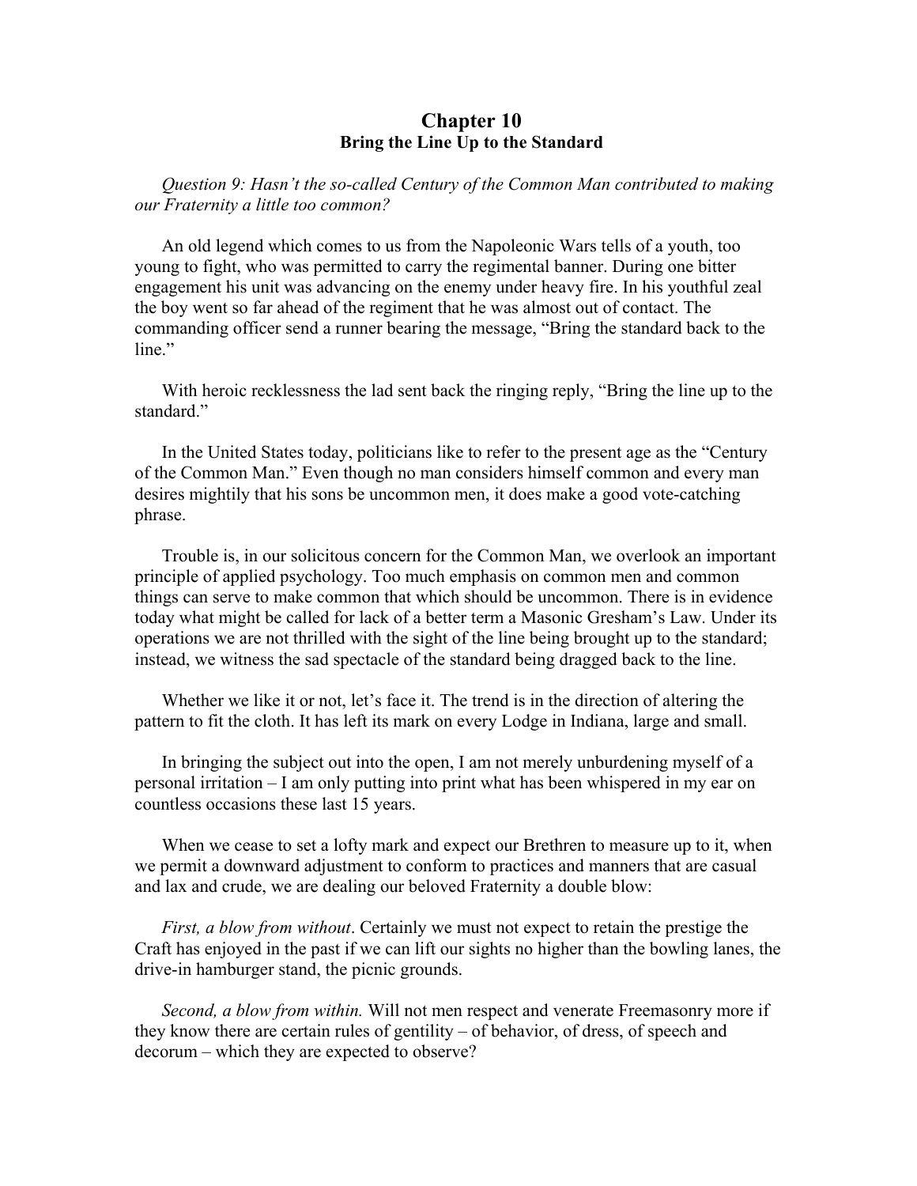# Chapter 10
## Bring the Line Up to the Standard

*Question 9: Hasn't the so-called Century of the Common Man contributed to making our Fraternity a little too common?*

An old legend which comes to us from the Napoleonic Wars tells of a youth, too young to fight, who was permitted to carry the regimental banner. During one bitter engagement his unit was advancing on the enemy under heavy fire. In his youthful zeal the boy went so far ahead of the regiment that he was almost out of contact. The commanding officer send a runner bearing the message, "Bring the standard back to the line."

With heroic recklessness the lad sent back the ringing reply, "Bring the line up to the standard."

In the United States today, politicians like to refer to the present age as the "Century of the Common Man." Even though no man considers himself common and every man desires mightily that his sons be uncommon men, it does make a good vote-catching phrase.

Trouble is, in our solicitous concern for the Common Man, we overlook an important principle of applied psychology. Too much emphasis on common men and common things can serve to make common that which should be uncommon. There is in evidence today what might be called for lack of a better term a Masonic Gresham's Law. Under its operations we are not thrilled with the sight of the line being brought up to the standard; instead, we witness the sad spectacle of the standard being dragged back to the line.

Whether we like it or not, let's face it. The trend is in the direction of altering the pattern to fit the cloth. It has left its mark on every Lodge in Indiana, large and small.

In bringing the subject out into the open, I am not merely unburdening myself of a personal irritation – I am only putting into print what has been whispered in my ear on countless occasions these last 15 years.

When we cease to set a lofty mark and expect our Brethren to measure up to it, when we permit a downward adjustment to conform to practices and manners that are casual and lax and crude, we are dealing our beloved Fraternity a double blow:

*First, a blow from without*. Certainly we must not expect to retain the prestige the Craft has enjoyed in the past if we can lift our sights no higher than the bowling lanes, the drive-in hamburger stand, the picnic grounds.

*Second, a blow from within.* Will not men respect and venerate Freemasonry more if they know there are certain rules of gentility – of behavior, of dress, of speech and decorum – which they are expected to observe?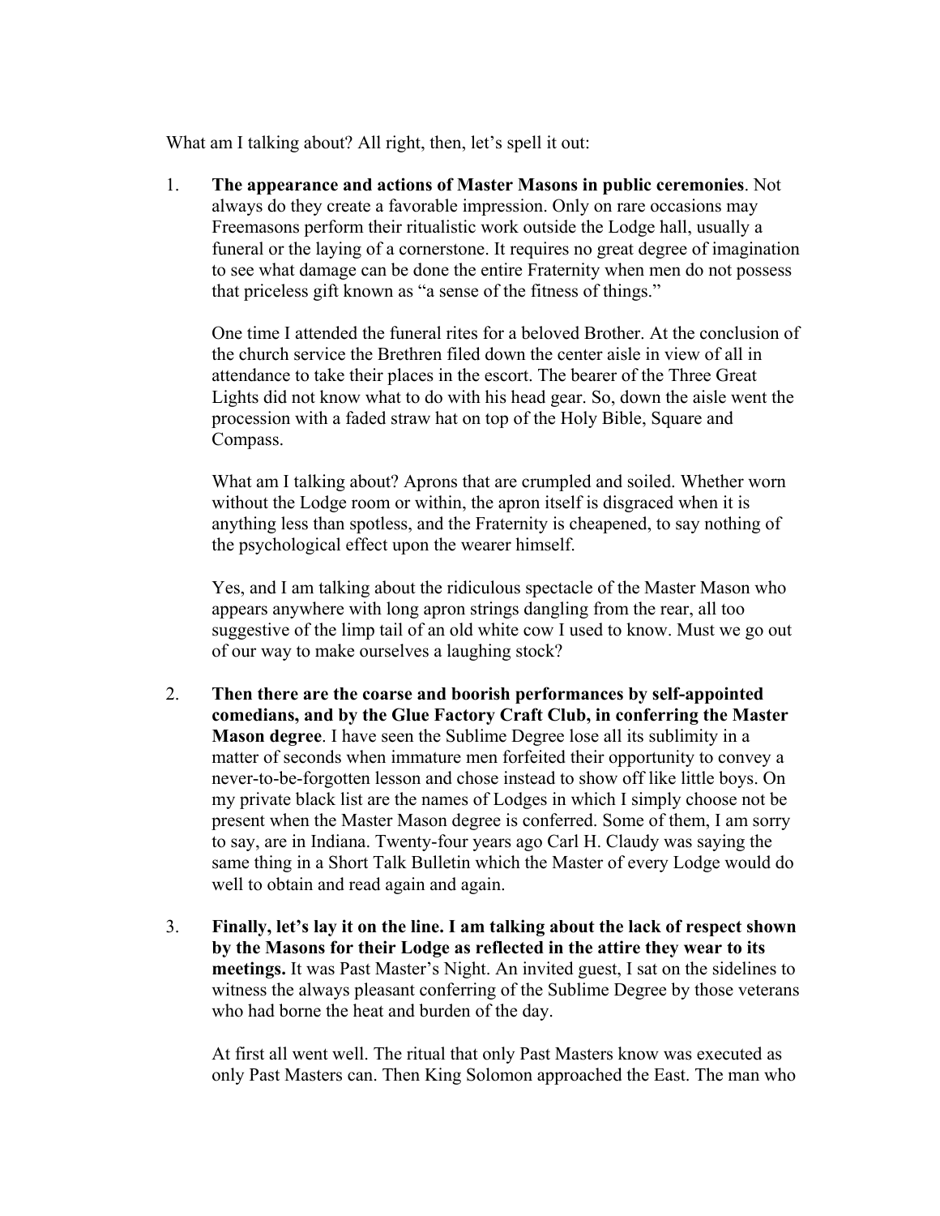What am I talking about? All right, then, let's spell it out:

1. **The appearance and actions of Master Masons in public ceremonies**. Not always do they create a favorable impression. Only on rare occasions may Freemasons perform their ritualistic work outside the Lodge hall, usually a funeral or the laying of a cornerstone. It requires no great degree of imagination to see what damage can be done the entire Fraternity when men do not possess that priceless gift known as "a sense of the fitness of things."

   One time I attended the funeral rites for a beloved Brother. At the conclusion of the church service the Brethren filed down the center aisle in view of all in attendance to take their places in the escort. The bearer of the Three Great Lights did not know what to do with his head gear. So, down the aisle went the procession with a faded straw hat on top of the Holy Bible, Square and Compass.

   What am I talking about? Aprons that are crumpled and soiled. Whether worn without the Lodge room or within, the apron itself is disgraced when it is anything less than spotless, and the Fraternity is cheapened, to say nothing of the psychological effect upon the wearer himself.

   Yes, and I am talking about the ridiculous spectacle of the Master Mason who appears anywhere with long apron strings dangling from the rear, all too suggestive of the limp tail of an old white cow I used to know. Must we go out of our way to make ourselves a laughing stock?

2. **Then there are the coarse and boorish performances by self-appointed comedians, and by the Glue Factory Craft Club, in conferring the Master Mason degree**. I have seen the Sublime Degree lose all its sublimity in a matter of seconds when immature men forfeited their opportunity to convey a never-to-be-forgotten lesson and chose instead to show off like little boys. On my private black list are the names of Lodges in which I simply choose not be present when the Master Mason degree is conferred. Some of them, I am sorry to say, are in Indiana. Twenty-four years ago Carl H. Claudy was saying the same thing in a Short Talk Bulletin which the Master of every Lodge would do well to obtain and read again and again.

3. **Finally, let's lay it on the line. I am talking about the lack of respect shown by the Masons for their Lodge as reflected in the attire they wear to its meetings.** It was Past Master's Night. An invited guest, I sat on the sidelines to witness the always pleasant conferring of the Sublime Degree by those veterans who had borne the heat and burden of the day.

   At first all went well. The ritual that only Past Masters know was executed as only Past Masters can. Then King Solomon approached the East. The man who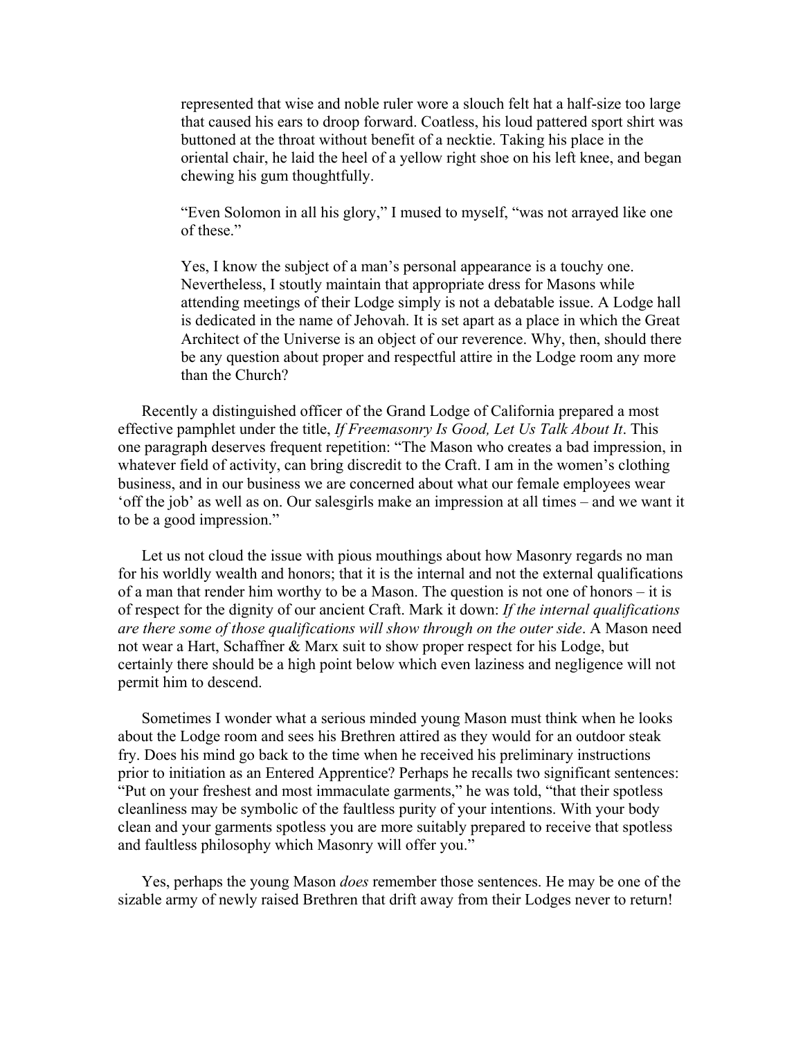> represented that wise and noble ruler wore a slouch felt hat a half-size too large that caused his ears to droop forward. Coatless, his loud pattered sport shirt was buttoned at the throat without benefit of a necktie. Taking his place in the oriental chair, he laid the heel of a yellow right shoe on his left knee, and began chewing his gum thoughtfully.
>
> "Even Solomon in all his glory," I mused to myself, "was not arrayed like one of these."
>
> Yes, I know the subject of a man's personal appearance is a touchy one. Nevertheless, I stoutly maintain that appropriate dress for Masons while attending meetings of their Lodge simply is not a debatable issue. A Lodge hall is dedicated in the name of Jehovah. It is set apart as a place in which the Great Architect of the Universe is an object of our reverence. Why, then, should there be any question about proper and respectful attire in the Lodge room any more than the Church?

Recently a distinguished officer of the Grand Lodge of California prepared a most effective pamphlet under the title, *If Freemasonry Is Good, Let Us Talk About It*. This one paragraph deserves frequent repetition: "The Mason who creates a bad impression, in whatever field of activity, can bring discredit to the Craft. I am in the women's clothing business, and in our business we are concerned about what our female employees wear 'off the job' as well as on. Our salesgirls make an impression at all times – and we want it to be a good impression."

Let us not cloud the issue with pious mouthings about how Masonry regards no man for his worldly wealth and honors; that it is the internal and not the external qualifications of a man that render him worthy to be a Mason. The question is not one of honors – it is of respect for the dignity of our ancient Craft. Mark it down: *If the internal qualifications are there some of those qualifications will show through on the outer side*. A Mason need not wear a Hart, Schaffner & Marx suit to show proper respect for his Lodge, but certainly there should be a high point below which even laziness and negligence will not permit him to descend.

Sometimes I wonder what a serious minded young Mason must think when he looks about the Lodge room and sees his Brethren attired as they would for an outdoor steak fry. Does his mind go back to the time when he received his preliminary instructions prior to initiation as an Entered Apprentice? Perhaps he recalls two significant sentences: "Put on your freshest and most immaculate garments," he was told, "that their spotless cleanliness may be symbolic of the faultless purity of your intentions. With your body clean and your garments spotless you are more suitably prepared to receive that spotless and faultless philosophy which Masonry will offer you."

Yes, perhaps the young Mason *does* remember those sentences. He may be one of the sizable army of newly raised Brethren that drift away from their Lodges never to return!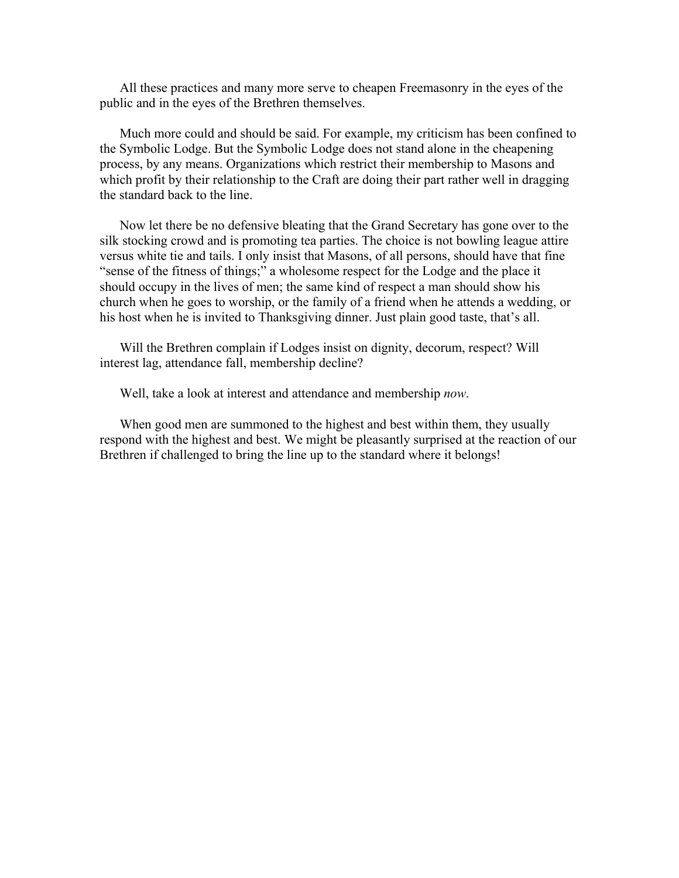All these practices and many more serve to cheapen Freemasonry in the eyes of the public and in the eyes of the Brethren themselves.

Much more could and should be said. For example, my criticism has been confined to the Symbolic Lodge. But the Symbolic Lodge does not stand alone in the cheapening process, by any means. Organizations which restrict their membership to Masons and which profit by their relationship to the Craft are doing their part rather well in dragging the standard back to the line.

Now let there be no defensive bleating that the Grand Secretary has gone over to the silk stocking crowd and is promoting tea parties. The choice is not bowling league attire versus white tie and tails. I only insist that Masons, of all persons, should have that fine "sense of the fitness of things;" a wholesome respect for the Lodge and the place it should occupy in the lives of men; the same kind of respect a man should show his church when he goes to worship, or the family of a friend when he attends a wedding, or his host when he is invited to Thanksgiving dinner. Just plain good taste, that's all.

Will the Brethren complain if Lodges insist on dignity, decorum, respect? Will interest lag, attendance fall, membership decline?

Well, take a look at interest and attendance and membership *now*.

When good men are summoned to the highest and best within them, they usually respond with the highest and best. We might be pleasantly surprised at the reaction of our Brethren if challenged to bring the line up to the standard where it belongs!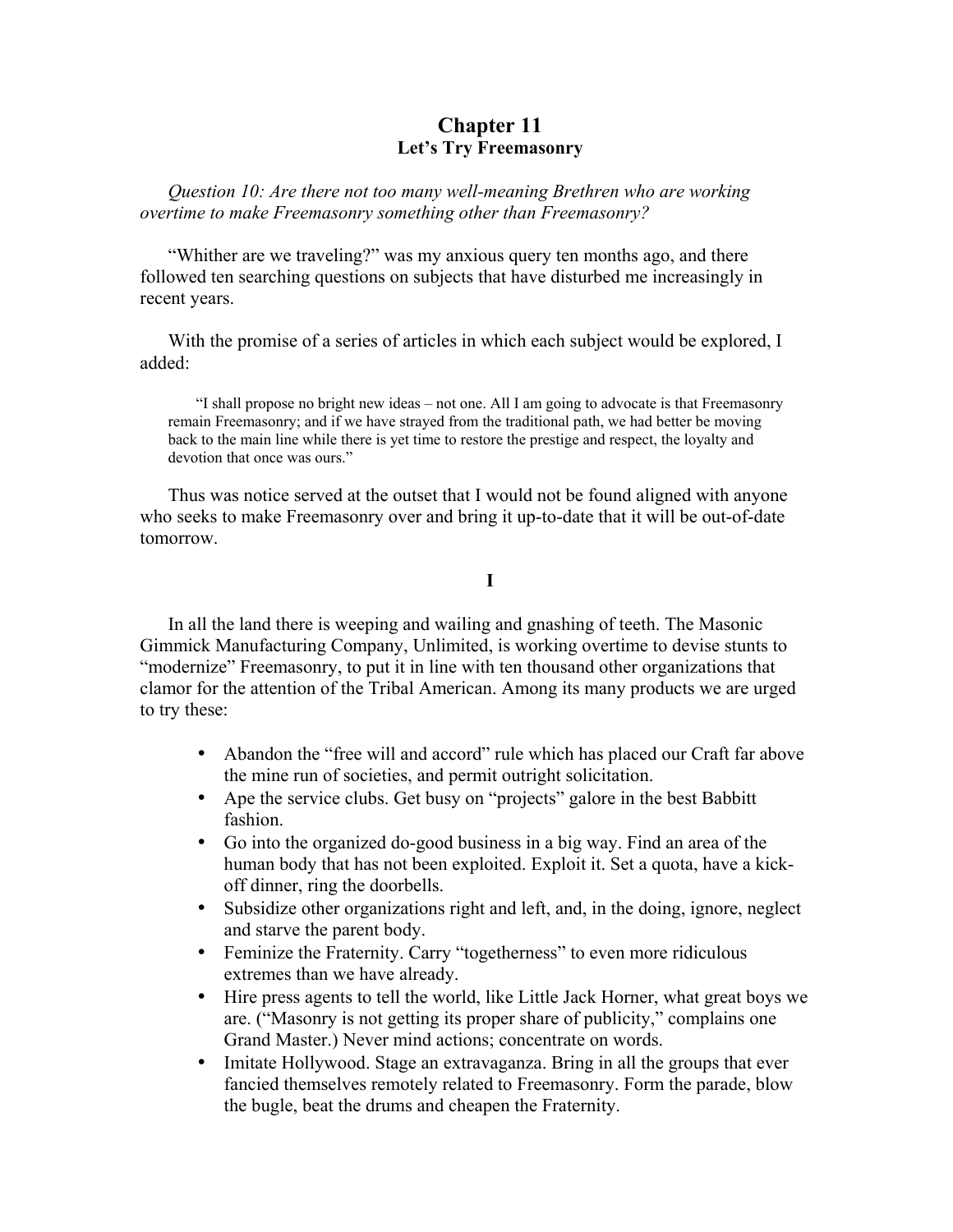# Chapter 11
## Let's Try Freemasonry

*Question 10: Are there not too many well-meaning Brethren who are working overtime to make Freemasonry something other than Freemasonry?*

"Whither are we traveling?" was my anxious query ten months ago, and there followed ten searching questions on subjects that have disturbed me increasingly in recent years.

With the promise of a series of articles in which each subject would be explored, I added:

> "I shall propose no bright new ideas – not one. All I am going to advocate is that Freemasonry remain Freemasonry; and if we have strayed from the traditional path, we had better be moving back to the main line while there is yet time to restore the prestige and respect, the loyalty and devotion that once was ours."

Thus was notice served at the outset that I would not be found aligned with anyone who seeks to make Freemasonry over and bring it up-to-date that it will be out-of-date tomorrow.

**I**

In all the land there is weeping and wailing and gnashing of teeth. The Masonic Gimmick Manufacturing Company, Unlimited, is working overtime to devise stunts to "modernize" Freemasonry, to put it in line with ten thousand other organizations that clamor for the attention of the Tribal American. Among its many products we are urged to try these:

- Abandon the "free will and accord" rule which has placed our Craft far above the mine run of societies, and permit outright solicitation.
- Ape the service clubs. Get busy on "projects" galore in the best Babbitt fashion.
- Go into the organized do-good business in a big way. Find an area of the human body that has not been exploited. Exploit it. Set a quota, have a kick-off dinner, ring the doorbells.
- Subsidize other organizations right and left, and, in the doing, ignore, neglect and starve the parent body.
- Feminize the Fraternity. Carry "togetherness" to even more ridiculous extremes than we have already.
- Hire press agents to tell the world, like Little Jack Horner, what great boys we are. ("Masonry is not getting its proper share of publicity," complains one Grand Master.) Never mind actions; concentrate on words.
- Imitate Hollywood. Stage an extravaganza. Bring in all the groups that ever fancied themselves remotely related to Freemasonry. Form the parade, blow the bugle, beat the drums and cheapen the Fraternity.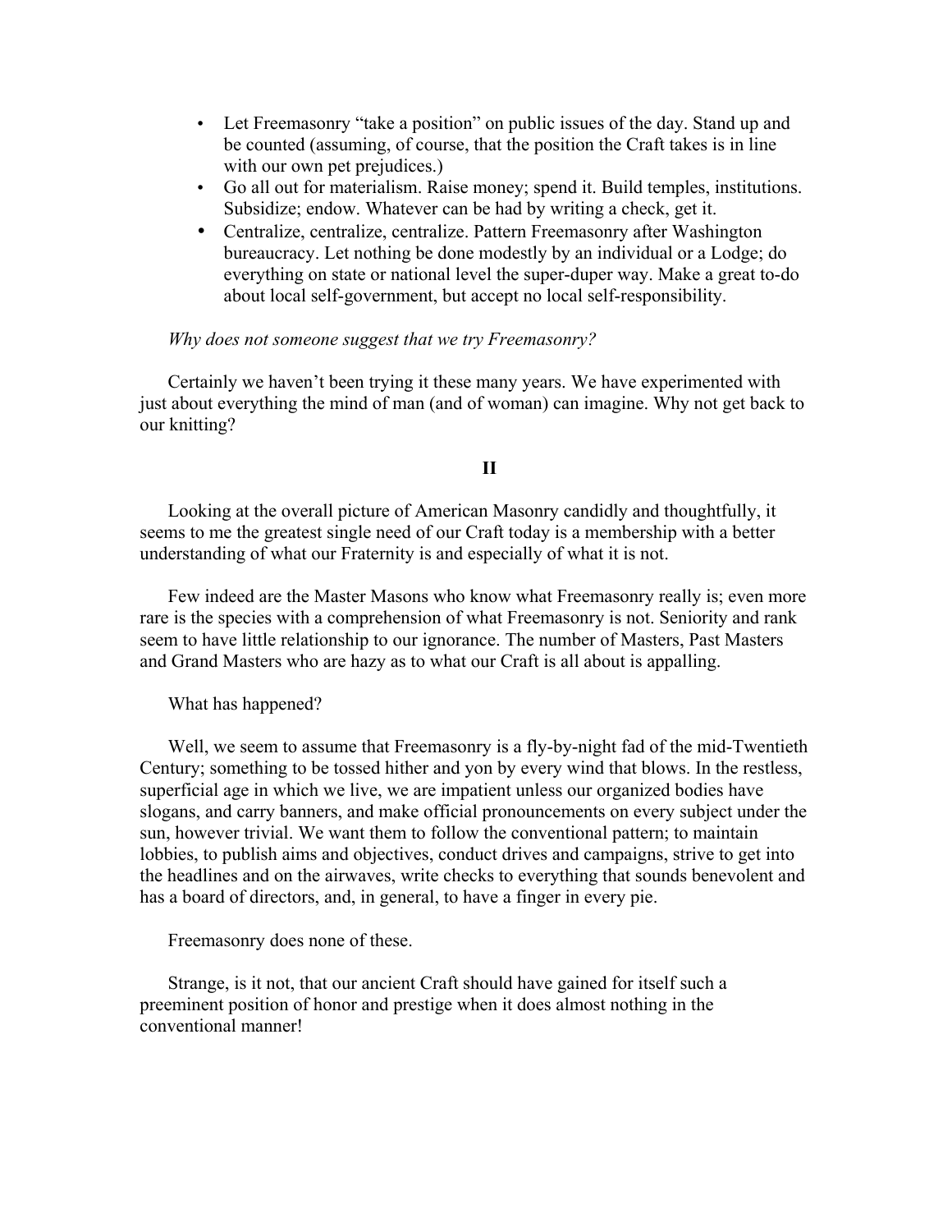- Let Freemasonry "take a position" on public issues of the day. Stand up and be counted (assuming, of course, that the position the Craft takes is in line with our own pet prejudices.)
- Go all out for materialism. Raise money; spend it. Build temples, institutions. Subsidize; endow. Whatever can be had by writing a check, get it.
- Centralize, centralize, centralize. Pattern Freemasonry after Washington bureaucracy. Let nothing be done modestly by an individual or a Lodge; do everything on state or national level the super-duper way. Make a great to-do about local self-government, but accept no local self-responsibility.

*Why does not someone suggest that we try Freemasonry?*

Certainly we haven't been trying it these many years. We have experimented with just about everything the mind of man (and of woman) can imagine. Why not get back to our knitting?

## II

Looking at the overall picture of American Masonry candidly and thoughtfully, it seems to me the greatest single need of our Craft today is a membership with a better understanding of what our Fraternity is and especially of what it is not.

Few indeed are the Master Masons who know what Freemasonry really is; even more rare is the species with a comprehension of what Freemasonry is not. Seniority and rank seem to have little relationship to our ignorance. The number of Masters, Past Masters and Grand Masters who are hazy as to what our Craft is all about is appalling.

What has happened?

Well, we seem to assume that Freemasonry is a fly-by-night fad of the mid-Twentieth Century; something to be tossed hither and yon by every wind that blows. In the restless, superficial age in which we live, we are impatient unless our organized bodies have slogans, and carry banners, and make official pronouncements on every subject under the sun, however trivial. We want them to follow the conventional pattern; to maintain lobbies, to publish aims and objectives, conduct drives and campaigns, strive to get into the headlines and on the airwaves, write checks to everything that sounds benevolent and has a board of directors, and, in general, to have a finger in every pie.

Freemasonry does none of these.

Strange, is it not, that our ancient Craft should have gained for itself such a preeminent position of honor and prestige when it does almost nothing in the conventional manner!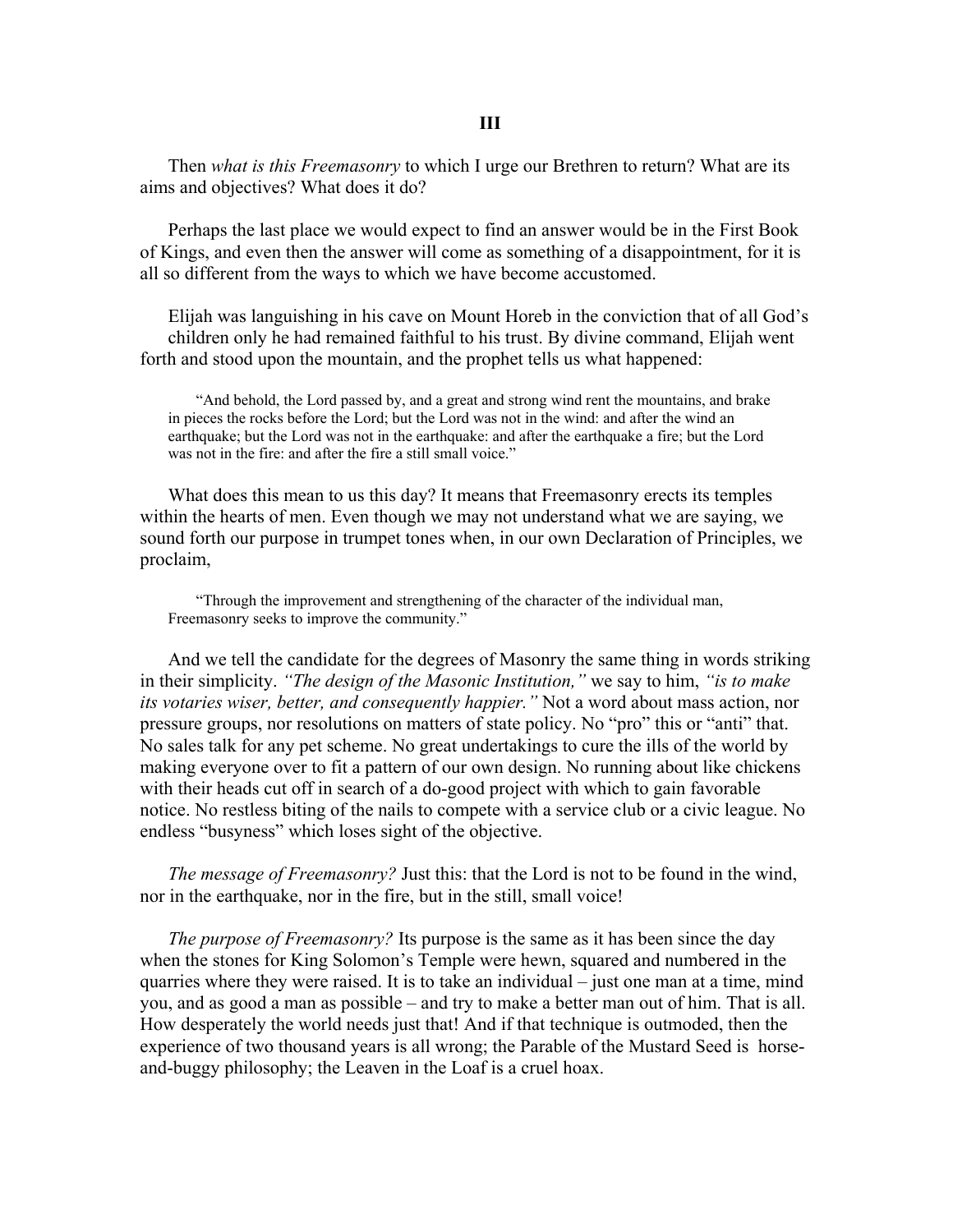### III

Then *what is this Freemasonry* to which I urge our Brethren to return? What are its aims and objectives? What does it do?

Perhaps the last place we would expect to find an answer would be in the First Book of Kings, and even then the answer will come as something of a disappointment, for it is all so different from the ways to which we have become accustomed.

Elijah was languishing in his cave on Mount Horeb in the conviction that of all God's children only he had remained faithful to his trust. By divine command, Elijah went forth and stood upon the mountain, and the prophet tells us what happened:

> "And behold, the Lord passed by, and a great and strong wind rent the mountains, and brake in pieces the rocks before the Lord; but the Lord was not in the wind: and after the wind an earthquake; but the Lord was not in the earthquake: and after the earthquake a fire; but the Lord was not in the fire: and after the fire a still small voice."

What does this mean to us this day? It means that Freemasonry erects its temples within the hearts of men. Even though we may not understand what we are saying, we sound forth our purpose in trumpet tones when, in our own Declaration of Principles, we proclaim,

> "Through the improvement and strengthening of the character of the individual man, Freemasonry seeks to improve the community."

And we tell the candidate for the degrees of Masonry the same thing in words striking in their simplicity. *"The design of the Masonic Institution,"* we say to him, *"is to make its votaries wiser, better, and consequently happier."* Not a word about mass action, nor pressure groups, nor resolutions on matters of state policy. No "pro" this or "anti" that. No sales talk for any pet scheme. No great undertakings to cure the ills of the world by making everyone over to fit a pattern of our own design. No running about like chickens with their heads cut off in search of a do-good project with which to gain favorable notice. No restless biting of the nails to compete with a service club or a civic league. No endless "busyness" which loses sight of the objective.

*The message of Freemasonry?* Just this: that the Lord is not to be found in the wind, nor in the earthquake, nor in the fire, but in the still, small voice!

*The purpose of Freemasonry?* Its purpose is the same as it has been since the day when the stones for King Solomon's Temple were hewn, squared and numbered in the quarries where they were raised. It is to take an individual – just one man at a time, mind you, and as good a man as possible – and try to make a better man out of him. That is all. How desperately the world needs just that! And if that technique is outmoded, then the experience of two thousand years is all wrong; the Parable of the Mustard Seed is horse-and-buggy philosophy; the Leaven in the Loaf is a cruel hoax.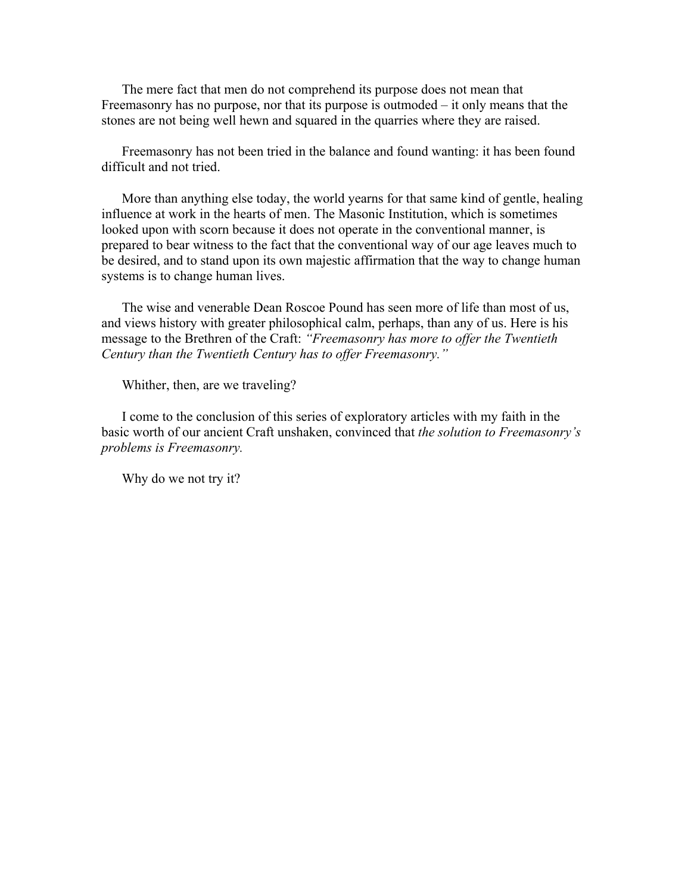The mere fact that men do not comprehend its purpose does not mean that Freemasonry has no purpose, nor that its purpose is outmoded – it only means that the stones are not being well hewn and squared in the quarries where they are raised.

Freemasonry has not been tried in the balance and found wanting: it has been found difficult and not tried.

More than anything else today, the world yearns for that same kind of gentle, healing influence at work in the hearts of men. The Masonic Institution, which is sometimes looked upon with scorn because it does not operate in the conventional manner, is prepared to bear witness to the fact that the conventional way of our age leaves much to be desired, and to stand upon its own majestic affirmation that the way to change human systems is to change human lives.

The wise and venerable Dean Roscoe Pound has seen more of life than most of us, and views history with greater philosophical calm, perhaps, than any of us. Here is his message to the Brethren of the Craft: *"Freemasonry has more to offer the Twentieth Century than the Twentieth Century has to offer Freemasonry."*

Whither, then, are we traveling?

I come to the conclusion of this series of exploratory articles with my faith in the basic worth of our ancient Craft unshaken, convinced that *the solution to Freemasonry's problems is Freemasonry.*

Why do we not try it?